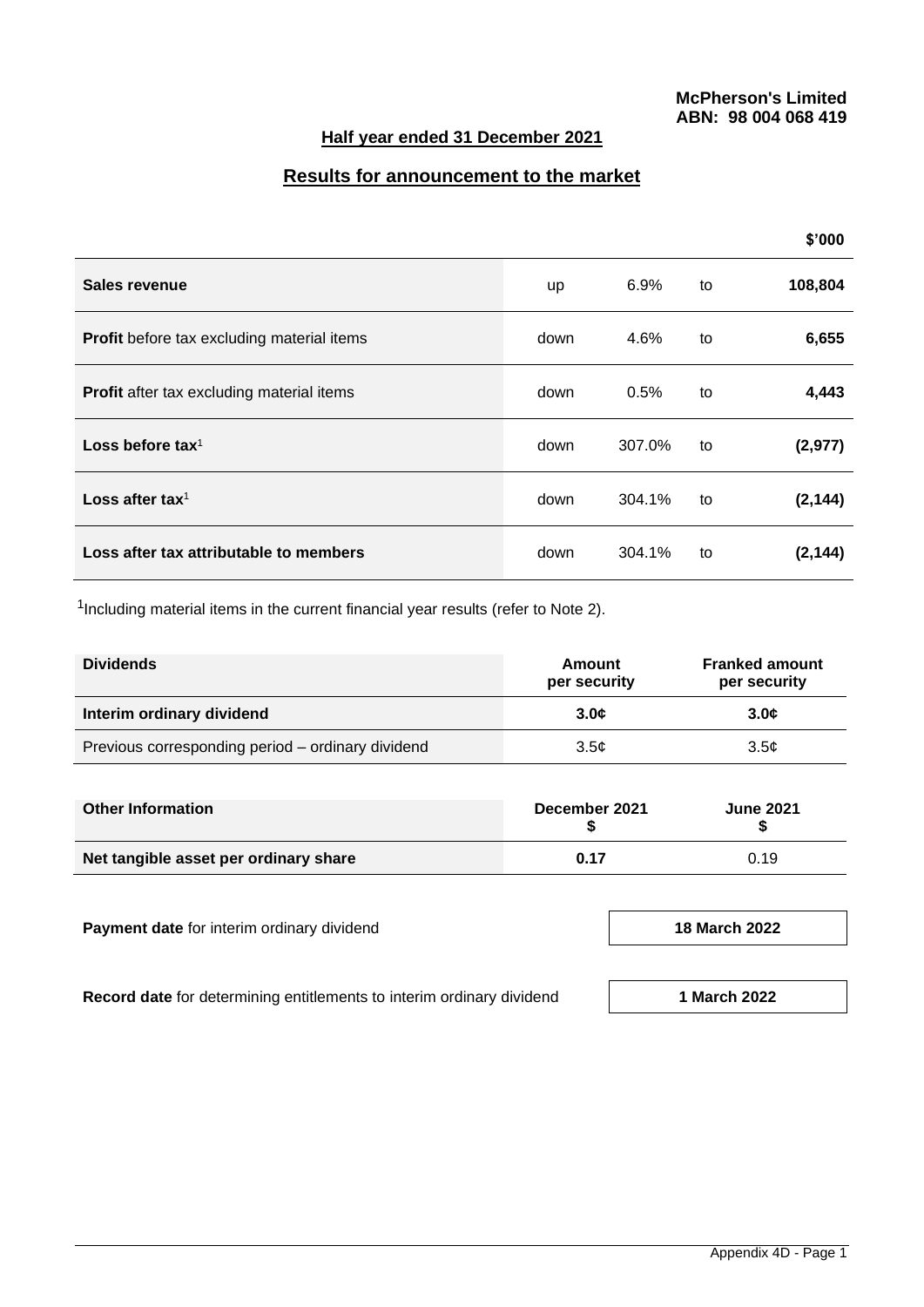**McPherson's Limited**
**ABN: 98 004 068 419**

## Half year ended 31 December 2021

## Results for announcement to the market

| | | | | $'000 |
|---|---|---|---|---|
| **Sales revenue** | up | 6.9% | to | **108,804** |
| **Profit** before tax excluding material items | down | 4.6% | to | **6,655** |
| **Profit** after tax excluding material items | down | 0.5% | to | **4,443** |
| **Loss before tax**[1] | down | 307.0% | to | **(2,977)** |
| **Loss after tax**[1] | down | 304.1% | to | **(2,144)** |
| **Loss after tax attributable to members** | down | 304.1% | to | **(2,144)** |

[1]Including material items in the current financial year results (refer to Note 2).

| Dividends | Amount per security | Franked amount per security |
|---|---|---|
| **Interim ordinary dividend** | **3.0¢** | **3.0¢** |
| Previous corresponding period – ordinary dividend | 3.5¢ | 3.5¢ |

| Other Information | December 2021 $ | June 2021 $ |
|---|---|---|
| **Net tangible asset per ordinary share** | **0.17** | 0.19 |

| | |
|---|---|
| **Payment date** for interim ordinary dividend | **18 March 2022** |
| **Record date** for determining entitlements to interim ordinary dividend | **1 March 2022** |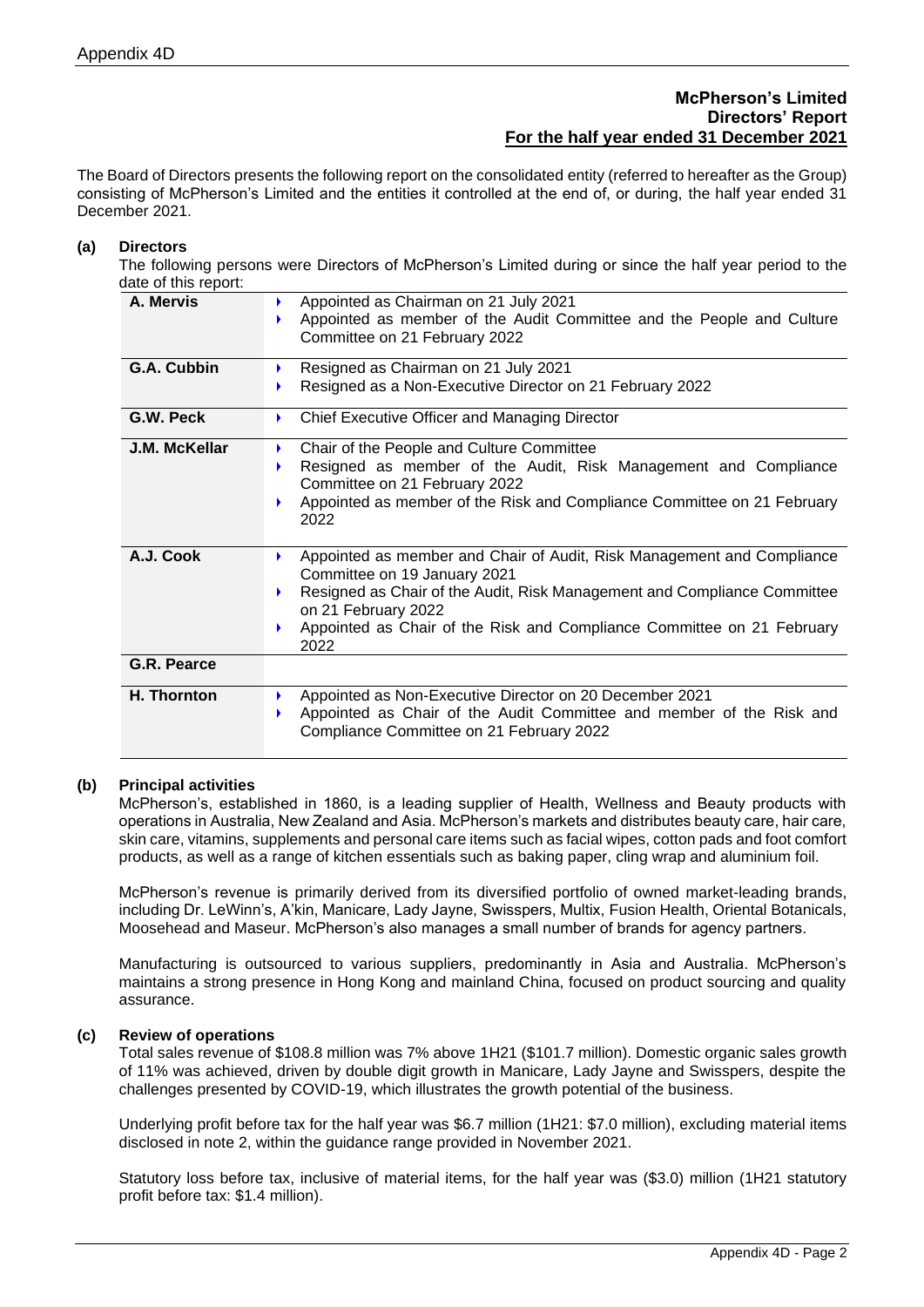**McPherson's Limited**
**Directors' Report**
**For the half year ended 31 December 2021**

The Board of Directors presents the following report on the consolidated entity (referred to hereafter as the Group) consisting of McPherson's Limited and the entities it controlled at the end of, or during, the half year ended 31 December 2021.

**(a) Directors**

The following persons were Directors of McPherson's Limited during or since the half year period to the date of this report:

| Director | Details |
|---|---|
| **A. Mervis** | Appointed as Chairman on 21 July 2021<br>Appointed as member of the Audit Committee and the People and Culture Committee on 21 February 2022 |
| **G.A. Cubbin** | Resigned as Chairman on 21 July 2021<br>Resigned as a Non-Executive Director on 21 February 2022 |
| **G.W. Peck** | Chief Executive Officer and Managing Director |
| **J.M. McKellar** | Chair of the People and Culture Committee<br>Resigned as member of the Audit, Risk Management and Compliance Committee on 21 February 2022<br>Appointed as member of the Risk and Compliance Committee on 21 February 2022 |
| **A.J. Cook** | Appointed as member and Chair of Audit, Risk Management and Compliance Committee on 19 January 2021<br>Resigned as Chair of the Audit, Risk Management and Compliance Committee on 21 February 2022<br>Appointed as Chair of the Risk and Compliance Committee on 21 February 2022 |
| **G.R. Pearce** | |
| **H. Thornton** | Appointed as Non-Executive Director on 20 December 2021<br>Appointed as Chair of the Audit Committee and member of the Risk and Compliance Committee on 21 February 2022 |

**(b) Principal activities**

McPherson's, established in 1860, is a leading supplier of Health, Wellness and Beauty products with operations in Australia, New Zealand and Asia. McPherson's markets and distributes beauty care, hair care, skin care, vitamins, supplements and personal care items such as facial wipes, cotton pads and foot comfort products, as well as a range of kitchen essentials such as baking paper, cling wrap and aluminium foil.

McPherson's revenue is primarily derived from its diversified portfolio of owned market-leading brands, including Dr. LeWinn's, A'kin, Manicare, Lady Jayne, Swisspers, Multix, Fusion Health, Oriental Botanicals, Moosehead and Maseur. McPherson's also manages a small number of brands for agency partners.

Manufacturing is outsourced to various suppliers, predominantly in Asia and Australia. McPherson's maintains a strong presence in Hong Kong and mainland China, focused on product sourcing and quality assurance.

**(c) Review of operations**

Total sales revenue of \$108.8 million was 7% above 1H21 (\$101.7 million). Domestic organic sales growth of 11% was achieved, driven by double digit growth in Manicare, Lady Jayne and Swisspers, despite the challenges presented by COVID-19, which illustrates the growth potential of the business.

Underlying profit before tax for the half year was \$6.7 million (1H21: \$7.0 million), excluding material items disclosed in note 2, within the guidance range provided in November 2021.

Statutory loss before tax, inclusive of material items, for the half year was (\$3.0) million (1H21 statutory profit before tax: \$1.4 million).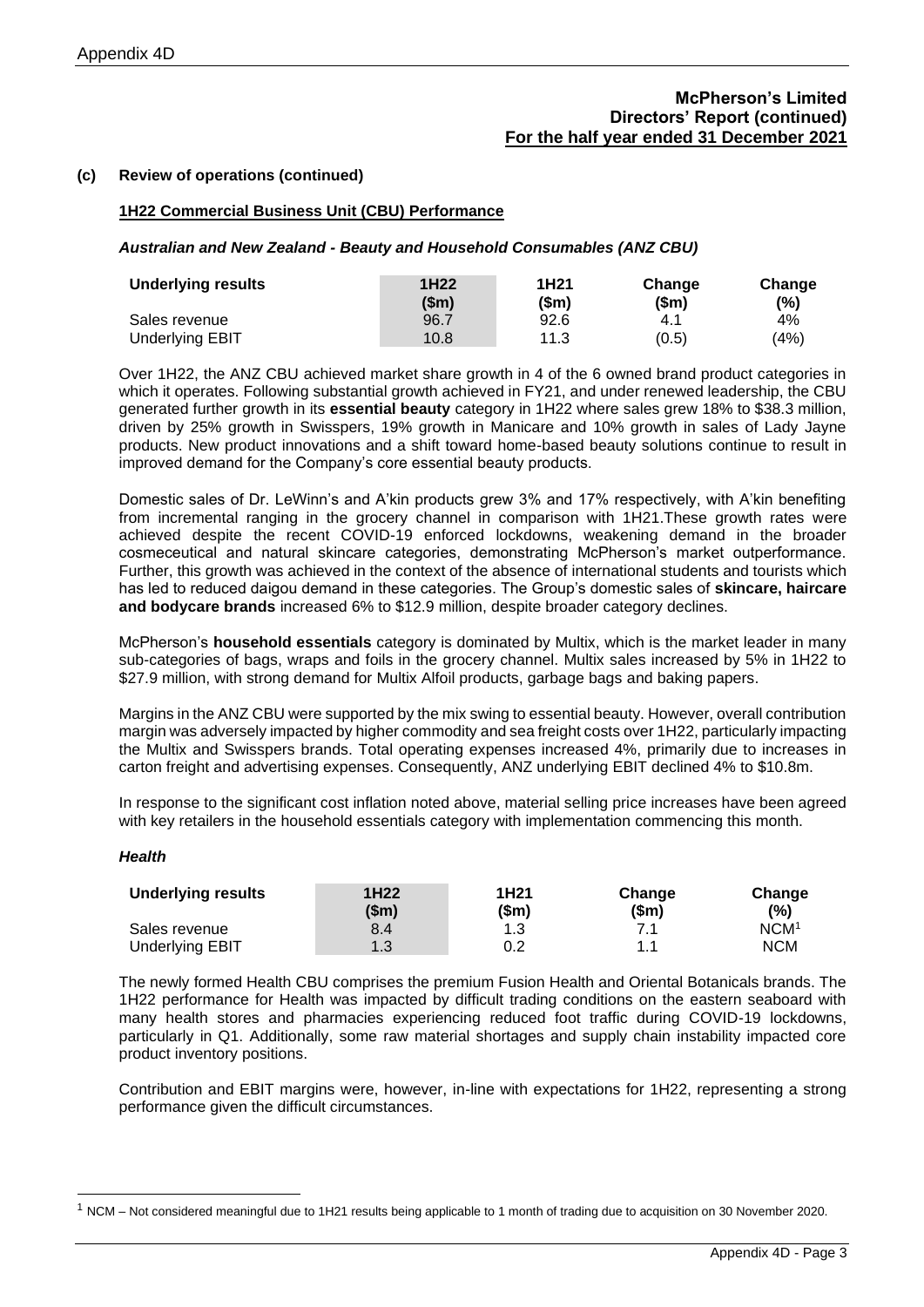**McPherson's Limited**
**Directors' Report (continued)**
**For the half year ended 31 December 2021**

**(c) Review of operations (continued)**

**1H22 Commercial Business Unit (CBU) Performance**

***Australian and New Zealand - Beauty and Household Consumables (ANZ CBU)***

| Underlying results | 1H22 ($m) | 1H21 ($m) | Change ($m) | Change (%) |
|---|---|---|---|---|
| Sales revenue | 96.7 | 92.6 | 4.1 | 4% |
| Underlying EBIT | 10.8 | 11.3 | (0.5) | (4%) |

Over 1H22, the ANZ CBU achieved market share growth in 4 of the 6 owned brand product categories in which it operates. Following substantial growth achieved in FY21, and under renewed leadership, the CBU generated further growth in its **essential beauty** category in 1H22 where sales grew 18% to $38.3 million, driven by 25% growth in Swisspers, 19% growth in Manicare and 10% growth in sales of Lady Jayne products. New product innovations and a shift toward home-based beauty solutions continue to result in improved demand for the Company's core essential beauty products.

Domestic sales of Dr. LeWinn's and A'kin products grew 3% and 17% respectively, with A'kin benefiting from incremental ranging in the grocery channel in comparison with 1H21.These growth rates were achieved despite the recent COVID-19 enforced lockdowns, weakening demand in the broader cosmeceutical and natural skincare categories, demonstrating McPherson's market outperformance. Further, this growth was achieved in the context of the absence of international students and tourists which has led to reduced daigou demand in these categories. The Group's domestic sales of **skincare, haircare and bodycare brands** increased 6% to $12.9 million, despite broader category declines.

McPherson's **household essentials** category is dominated by Multix, which is the market leader in many sub-categories of bags, wraps and foils in the grocery channel. Multix sales increased by 5% in 1H22 to $27.9 million, with strong demand for Multix Alfoil products, garbage bags and baking papers.

Margins in the ANZ CBU were supported by the mix swing to essential beauty. However, overall contribution margin was adversely impacted by higher commodity and sea freight costs over 1H22, particularly impacting the Multix and Swisspers brands. Total operating expenses increased 4%, primarily due to increases in carton freight and advertising expenses. Consequently, ANZ underlying EBIT declined 4% to $10.8m.

In response to the significant cost inflation noted above, material selling price increases have been agreed with key retailers in the household essentials category with implementation commencing this month.

***Health***

| Underlying results | 1H22 ($m) | 1H21 ($m) | Change ($m) | Change (%) |
|---|---|---|---|---|
| Sales revenue | 8.4 | 1.3 | 7.1 | NCM[1] |
| Underlying EBIT | 1.3 | 0.2 | 1.1 | NCM |

The newly formed Health CBU comprises the premium Fusion Health and Oriental Botanicals brands. The 1H22 performance for Health was impacted by difficult trading conditions on the eastern seaboard with many health stores and pharmacies experiencing reduced foot traffic during COVID-19 lockdowns, particularly in Q1. Additionally, some raw material shortages and supply chain instability impacted core product inventory positions.

Contribution and EBIT margins were, however, in-line with expectations for 1H22, representing a strong performance given the difficult circumstances.

[1] NCM – Not considered meaningful due to 1H21 results being applicable to 1 month of trading due to acquisition on 30 November 2020.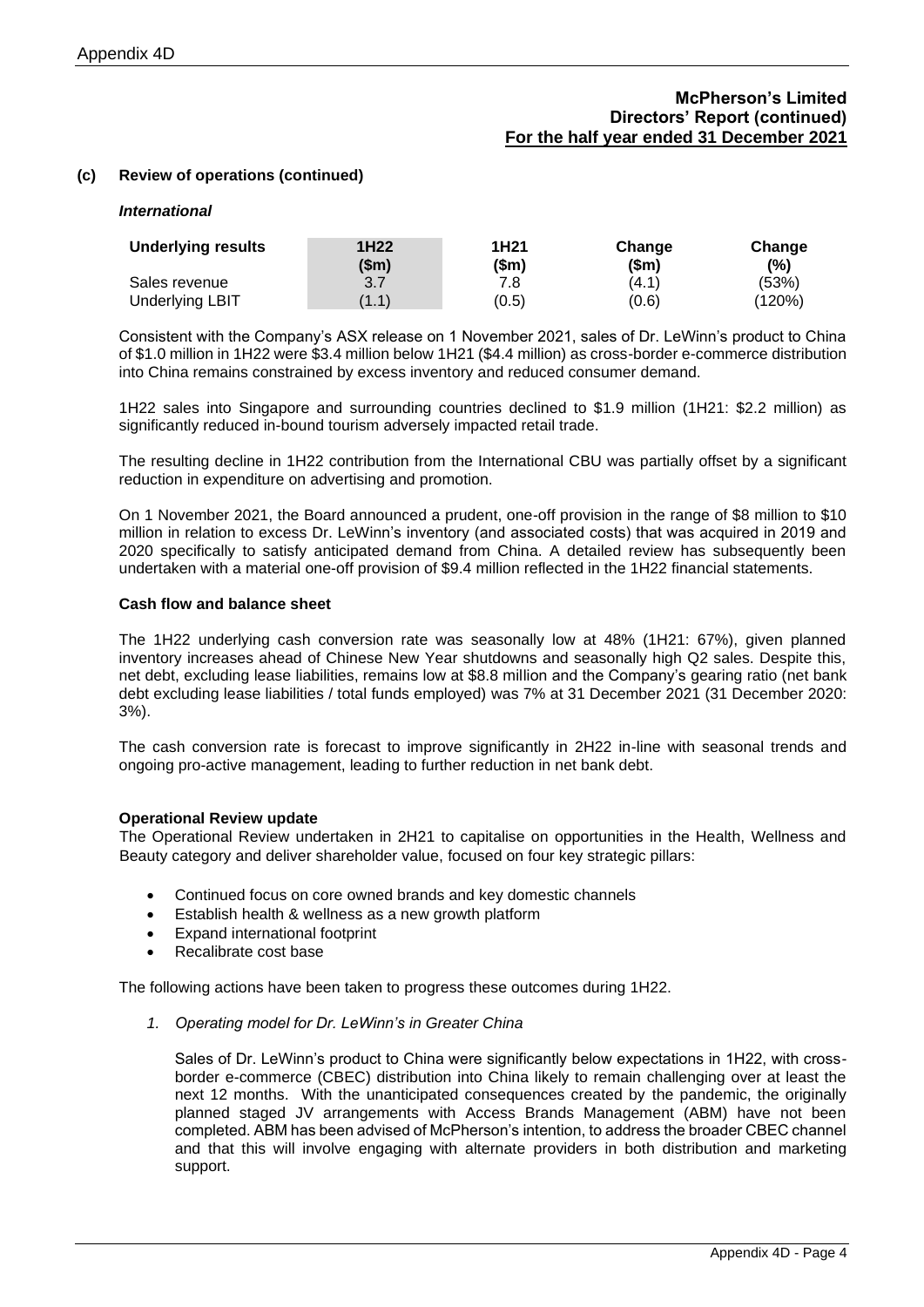**McPherson's Limited**
**Directors' Report (continued)**
**For the half year ended 31 December 2021**

### (c) Review of operations (continued)

***International***

| Underlying results | 1H22 ($m) | 1H21 ($m) | Change ($m) | Change (%) |
|---|---|---|---|---|
| Sales revenue | 3.7 | 7.8 | (4.1) | (53%) |
| Underlying LBIT | (1.1) | (0.5) | (0.6) | (120%) |

Consistent with the Company's ASX release on 1 November 2021, sales of Dr. LeWinn's product to China of $1.0 million in 1H22 were $3.4 million below 1H21 ($4.4 million) as cross-border e-commerce distribution into China remains constrained by excess inventory and reduced consumer demand.

1H22 sales into Singapore and surrounding countries declined to $1.9 million (1H21: $2.2 million) as significantly reduced in-bound tourism adversely impacted retail trade.

The resulting decline in 1H22 contribution from the International CBU was partially offset by a significant reduction in expenditure on advertising and promotion.

On 1 November 2021, the Board announced a prudent, one-off provision in the range of $8 million to $10 million in relation to excess Dr. LeWinn's inventory (and associated costs) that was acquired in 2019 and 2020 specifically to satisfy anticipated demand from China. A detailed review has subsequently been undertaken with a material one-off provision of $9.4 million reflected in the 1H22 financial statements.

**Cash flow and balance sheet**

The 1H22 underlying cash conversion rate was seasonally low at 48% (1H21: 67%), given planned inventory increases ahead of Chinese New Year shutdowns and seasonally high Q2 sales. Despite this, net debt, excluding lease liabilities, remains low at $8.8 million and the Company's gearing ratio (net bank debt excluding lease liabilities / total funds employed) was 7% at 31 December 2021 (31 December 2020: 3%).

The cash conversion rate is forecast to improve significantly in 2H22 in-line with seasonal trends and ongoing pro-active management, leading to further reduction in net bank debt.

**Operational Review update**

The Operational Review undertaken in 2H21 to capitalise on opportunities in the Health, Wellness and Beauty category and deliver shareholder value, focused on four key strategic pillars:

- Continued focus on core owned brands and key domestic channels
- Establish health & wellness as a new growth platform
- Expand international footprint
- Recalibrate cost base

The following actions have been taken to progress these outcomes during 1H22.

1. *Operating model for Dr. LeWinn's in Greater China*

   Sales of Dr. LeWinn's product to China were significantly below expectations in 1H22, with cross-border e-commerce (CBEC) distribution into China likely to remain challenging over at least the next 12 months. With the unanticipated consequences created by the pandemic, the originally planned staged JV arrangements with Access Brands Management (ABM) have not been completed. ABM has been advised of McPherson's intention, to address the broader CBEC channel and that this will involve engaging with alternate providers in both distribution and marketing support.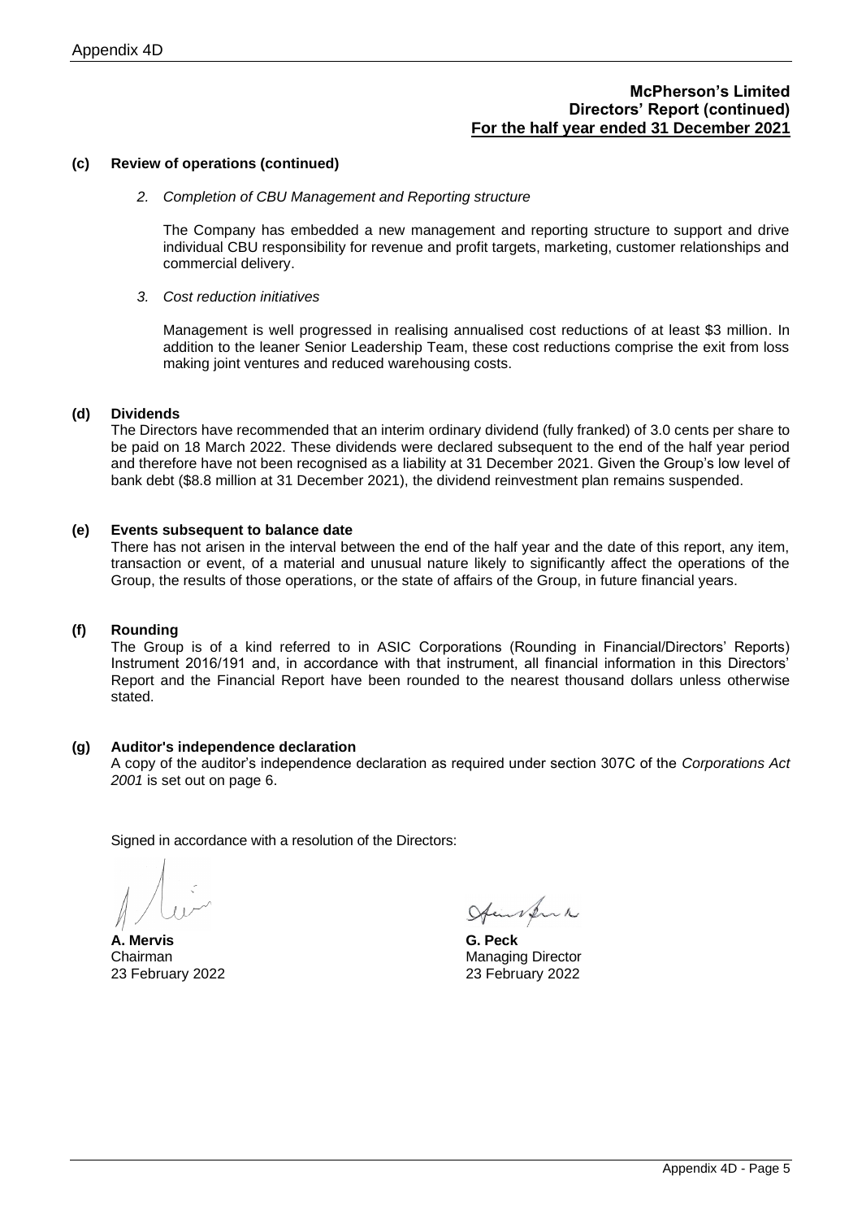**McPherson's Limited**
**Directors' Report (continued)**
**For the half year ended 31 December 2021**

**(c) Review of operations (continued)**

*2. Completion of CBU Management and Reporting structure*

The Company has embedded a new management and reporting structure to support and drive individual CBU responsibility for revenue and profit targets, marketing, customer relationships and commercial delivery.

*3. Cost reduction initiatives*

Management is well progressed in realising annualised cost reductions of at least $3 million. In addition to the leaner Senior Leadership Team, these cost reductions comprise the exit from loss making joint ventures and reduced warehousing costs.

**(d) Dividends**

The Directors have recommended that an interim ordinary dividend (fully franked) of 3.0 cents per share to be paid on 18 March 2022. These dividends were declared subsequent to the end of the half year period and therefore have not been recognised as a liability at 31 December 2021. Given the Group's low level of bank debt ($8.8 million at 31 December 2021), the dividend reinvestment plan remains suspended.

**(e) Events subsequent to balance date**

There has not arisen in the interval between the end of the half year and the date of this report, any item, transaction or event, of a material and unusual nature likely to significantly affect the operations of the Group, the results of those operations, or the state of affairs of the Group, in future financial years.

**(f) Rounding**

The Group is of a kind referred to in ASIC Corporations (Rounding in Financial/Directors' Reports) Instrument 2016/191 and, in accordance with that instrument, all financial information in this Directors' Report and the Financial Report have been rounded to the nearest thousand dollars unless otherwise stated.

**(g) Auditor's independence declaration**

A copy of the auditor's independence declaration as required under section 307C of the *Corporations Act 2001* is set out on page 6.

Signed in accordance with a resolution of the Directors:

**A. Mervis**
Chairman
23 February 2022

**G. Peck**
Managing Director
23 February 2022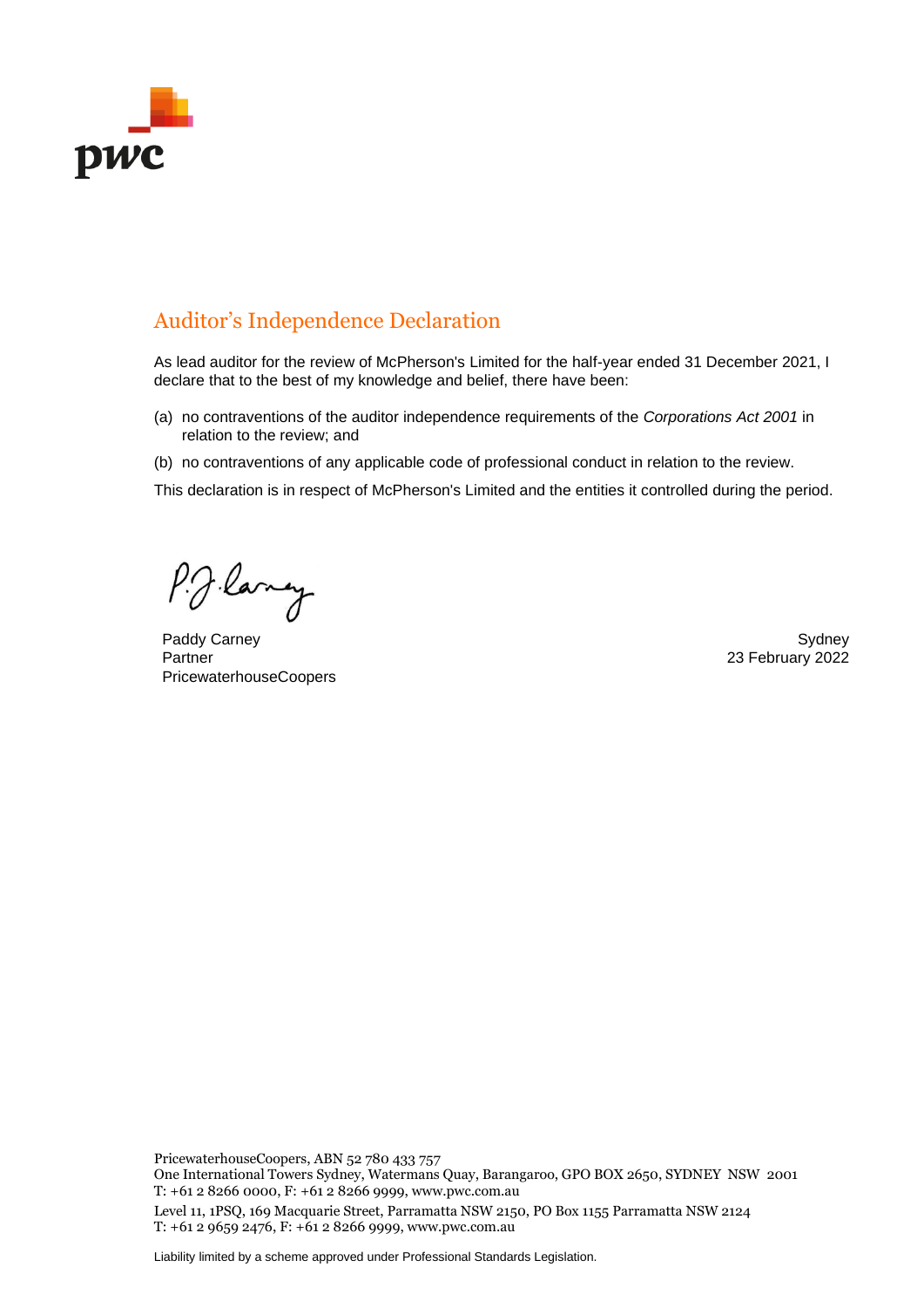# Auditor's Independence Declaration

As lead auditor for the review of McPherson's Limited for the half-year ended 31 December 2021, I declare that to the best of my knowledge and belief, there have been:

(a) no contraventions of the auditor independence requirements of the *Corporations Act 2001* in relation to the review; and

(b) no contraventions of any applicable code of professional conduct in relation to the review.

This declaration is in respect of McPherson's Limited and the entities it controlled during the period.

Paddy Carney
Partner
PricewaterhouseCoopers

Sydney
23 February 2022

PricewaterhouseCoopers, ABN 52 780 433 757
One International Towers Sydney, Watermans Quay, Barangaroo, GPO BOX 2650, SYDNEY NSW 2001
T: +61 2 8266 0000, F: +61 2 8266 9999, www.pwc.com.au

Level 11, 1PSQ, 169 Macquarie Street, Parramatta NSW 2150, PO Box 1155 Parramatta NSW 2124
T: +61 2 9659 2476, F: +61 2 8266 9999, www.pwc.com.au

Liability limited by a scheme approved under Professional Standards Legislation.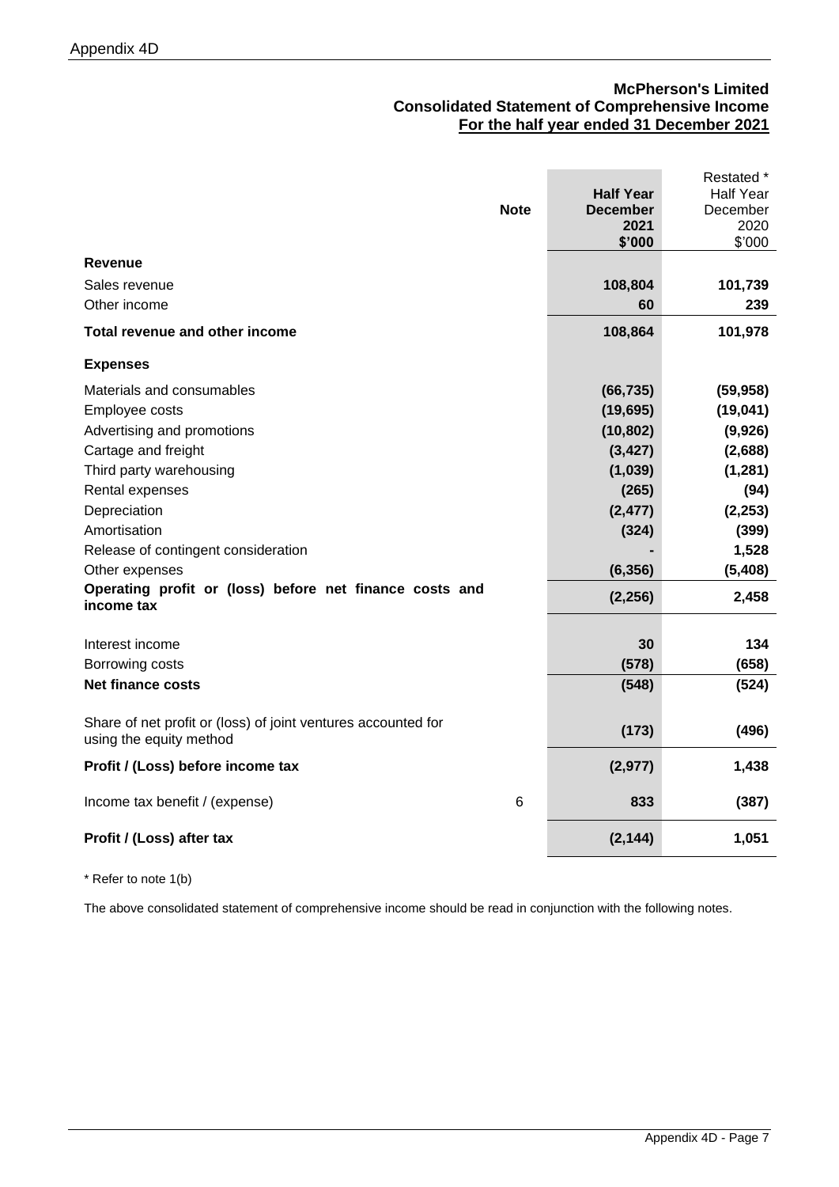**McPherson's Limited**
**Consolidated Statement of Comprehensive Income**
**For the half year ended 31 December 2021**

| | Note | Half Year December 2021 $'000 | Restated * Half Year December 2020 $'000 |
|---|---|---|---|
| **Revenue** | | | |
| Sales revenue | | **108,804** | **101,739** |
| Other income | | **60** | **239** |
| **Total revenue and other income** | | **108,864** | **101,978** |
| **Expenses** | | | |
| Materials and consumables | | **(66,735)** | **(59,958)** |
| Employee costs | | **(19,695)** | **(19,041)** |
| Advertising and promotions | | **(10,802)** | **(9,926)** |
| Cartage and freight | | **(3,427)** | **(2,688)** |
| Third party warehousing | | **(1,039)** | **(1,281)** |
| Rental expenses | | **(265)** | **(94)** |
| Depreciation | | **(2,477)** | **(2,253)** |
| Amortisation | | **(324)** | **(399)** |
| Release of contingent consideration | | **-** | **1,528** |
| Other expenses | | **(6,356)** | **(5,408)** |
| **Operating profit or (loss) before net finance costs and income tax** | | **(2,256)** | **2,458** |
| Interest income | | **30** | **134** |
| Borrowing costs | | **(578)** | **(658)** |
| **Net finance costs** | | **(548)** | **(524)** |
| Share of net profit or (loss) of joint ventures accounted for using the equity method | | **(173)** | **(496)** |
| **Profit / (Loss) before income tax** | | **(2,977)** | **1,438** |
| Income tax benefit / (expense) | 6 | **833** | **(387)** |
| **Profit / (Loss) after tax** | | **(2,144)** | **1,051** |

* Refer to note 1(b)

The above consolidated statement of comprehensive income should be read in conjunction with the following notes.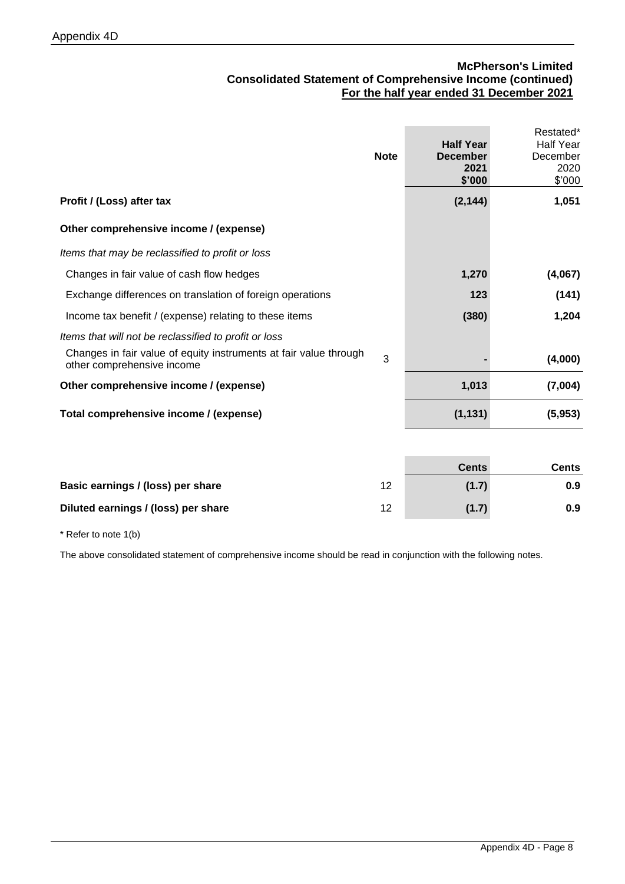# McPherson's Limited
## Consolidated Statement of Comprehensive Income (continued)
### For the half year ended 31 December 2021

| | Note | Half Year December 2021 $'000 | Restated* Half Year December 2020 $'000 |
|---|---|---|---|
| **Profit / (Loss) after tax** | | **(2,144)** | **1,051** |
| **Other comprehensive income / (expense)** | | | |
| *Items that may be reclassified to profit or loss* | | | |
| Changes in fair value of cash flow hedges | | **1,270** | **(4,067)** |
| Exchange differences on translation of foreign operations | | **123** | **(141)** |
| Income tax benefit / (expense) relating to these items | | **(380)** | **1,204** |
| *Items that will not be reclassified to profit or loss* | | | |
| Changes in fair value of equity instruments at fair value through other comprehensive income | 3 | **-** | **(4,000)** |
| **Other comprehensive income / (expense)** | | **1,013** | **(7,004)** |
| **Total comprehensive income / (expense)** | | **(1,131)** | **(5,953)** |

| | | Cents | Cents |
|---|---|---|---|
| **Basic earnings / (loss) per share** | 12 | **(1.7)** | **0.9** |
| **Diluted earnings / (loss) per share** | 12 | **(1.7)** | **0.9** |

\* Refer to note 1(b)

The above consolidated statement of comprehensive income should be read in conjunction with the following notes.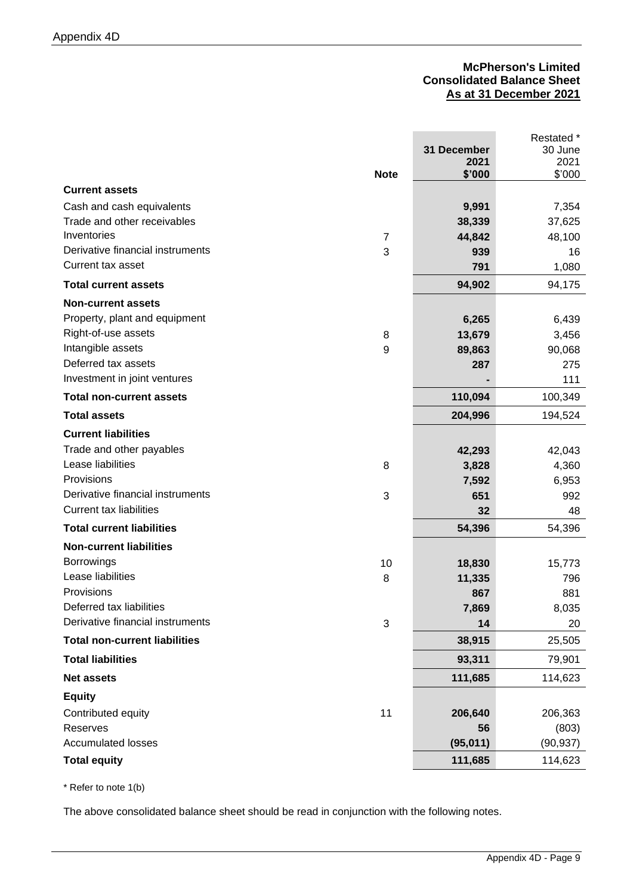**McPherson's Limited**
**Consolidated Balance Sheet**
**As at 31 December 2021**

| | Note | 31 December 2021 $'000 | Restated * 30 June 2021 $'000 |
|---|---|---|---|
| **Current assets** | | | |
| Cash and cash equivalents | | **9,991** | 7,354 |
| Trade and other receivables | | **38,339** | 37,625 |
| Inventories | 7 | **44,842** | 48,100 |
| Derivative financial instruments | 3 | **939** | 16 |
| Current tax asset | | **791** | 1,080 |
| **Total current assets** | | **94,902** | 94,175 |
| **Non-current assets** | | | |
| Property, plant and equipment | | **6,265** | 6,439 |
| Right-of-use assets | 8 | **13,679** | 3,456 |
| Intangible assets | 9 | **89,863** | 90,068 |
| Deferred tax assets | | **287** | 275 |
| Investment in joint ventures | | **-** | 111 |
| **Total non-current assets** | | **110,094** | 100,349 |
| **Total assets** | | **204,996** | 194,524 |
| **Current liabilities** | | | |
| Trade and other payables | | **42,293** | 42,043 |
| Lease liabilities | 8 | **3,828** | 4,360 |
| Provisions | | **7,592** | 6,953 |
| Derivative financial instruments | 3 | **651** | 992 |
| Current tax liabilities | | **32** | 48 |
| **Total current liabilities** | | **54,396** | 54,396 |
| **Non-current liabilities** | | | |
| Borrowings | 10 | **18,830** | 15,773 |
| Lease liabilities | 8 | **11,335** | 796 |
| Provisions | | **867** | 881 |
| Deferred tax liabilities | | **7,869** | 8,035 |
| Derivative financial instruments | 3 | **14** | 20 |
| **Total non-current liabilities** | | **38,915** | 25,505 |
| **Total liabilities** | | **93,311** | 79,901 |
| **Net assets** | | **111,685** | 114,623 |
| **Equity** | | | |
| Contributed equity | 11 | **206,640** | 206,363 |
| Reserves | | **56** | (803) |
| Accumulated losses | | **(95,011)** | (90,937) |
| **Total equity** | | **111,685** | 114,623 |

* Refer to note 1(b)

The above consolidated balance sheet should be read in conjunction with the following notes.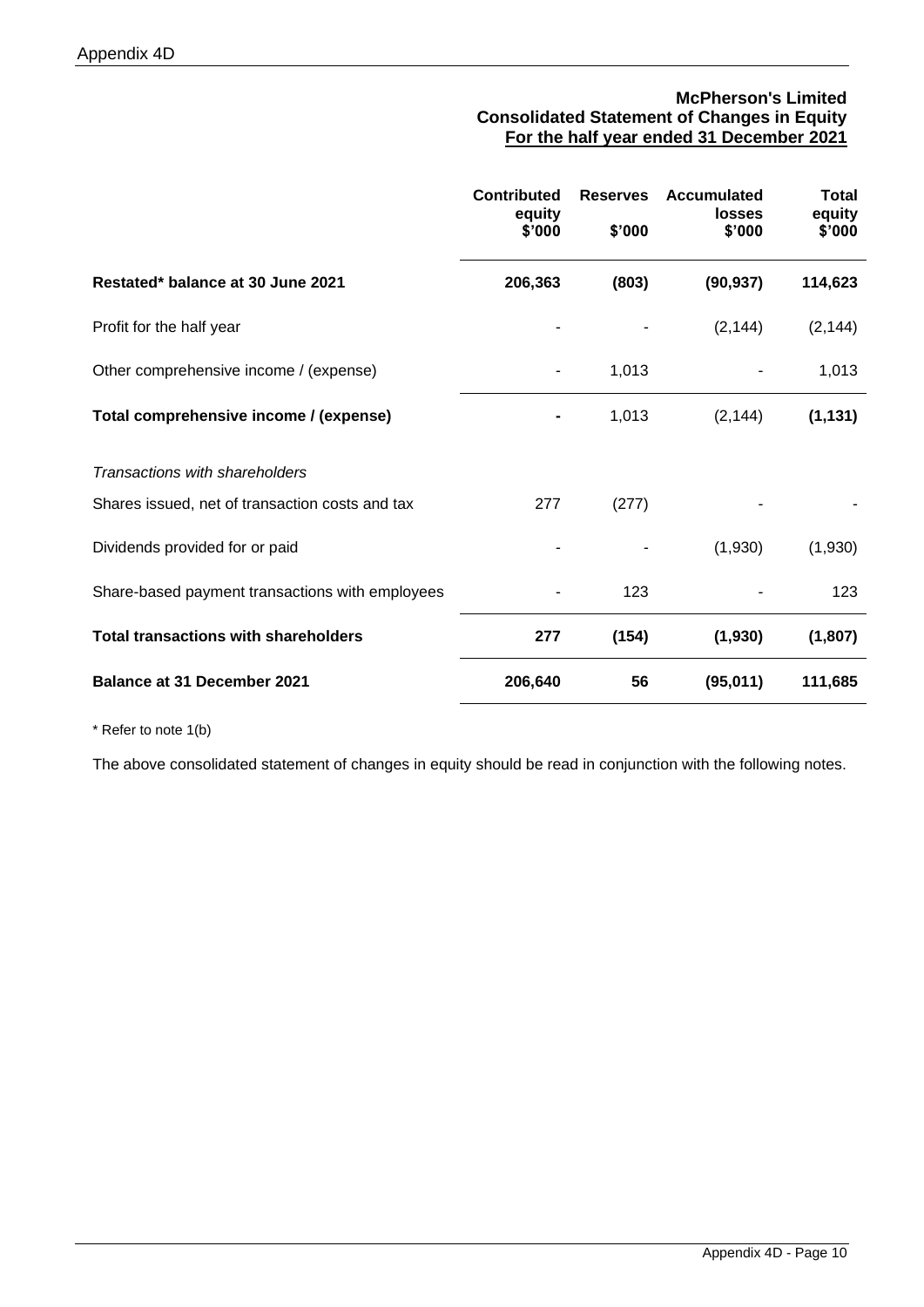**McPherson's Limited**
**Consolidated Statement of Changes in Equity**
**For the half year ended 31 December 2021**

| | Contributed equity $'000 | Reserves $'000 | Accumulated losses $'000 | Total equity $'000 |
|---|---|---|---|---|
| **Restated* balance at 30 June 2021** | **206,363** | **(803)** | **(90,937)** | **114,623** |
| Profit for the half year | - | - | (2,144) | (2,144) |
| Other comprehensive income / (expense) | - | 1,013 | - | 1,013 |
| **Total comprehensive income / (expense)** | **-** | 1,013 | (2,144) | **(1,131)** |
| *Transactions with shareholders* | | | | |
| Shares issued, net of transaction costs and tax | 277 | (277) | - | - |
| Dividends provided for or paid | - | - | (1,930) | (1,930) |
| Share-based payment transactions with employees | - | 123 | - | 123 |
| **Total transactions with shareholders** | **277** | **(154)** | **(1,930)** | **(1,807)** |
| **Balance at 31 December 2021** | **206,640** | **56** | **(95,011)** | **111,685** |

\* Refer to note 1(b)

The above consolidated statement of changes in equity should be read in conjunction with the following notes.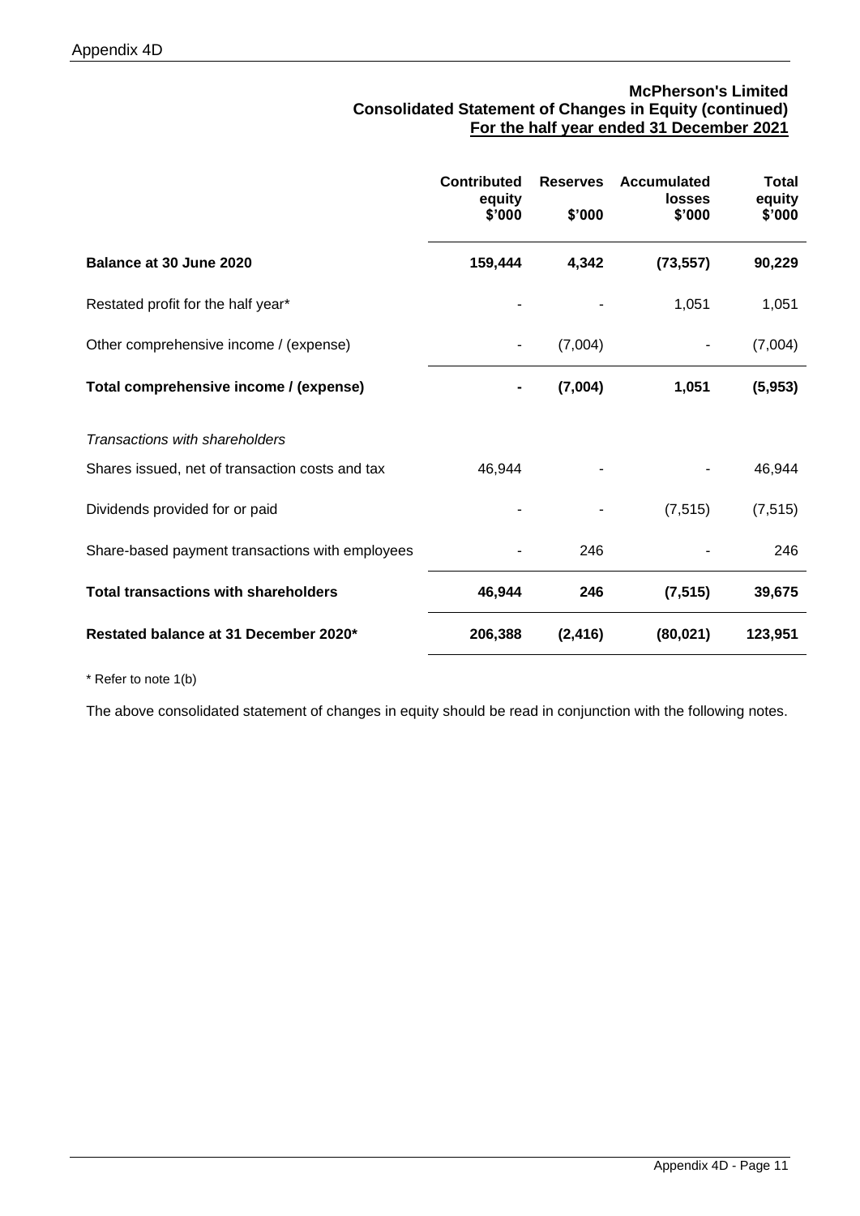**McPherson's Limited**
**Consolidated Statement of Changes in Equity (continued)**
**For the half year ended 31 December 2021**

| | Contributed equity $'000 | Reserves $'000 | Accumulated losses $'000 | Total equity $'000 |
|---|---|---|---|---|
| **Balance at 30 June 2020** | **159,444** | **4,342** | **(73,557)** | **90,229** |
| Restated profit for the half year* | - | - | 1,051 | 1,051 |
| Other comprehensive income / (expense) | - | (7,004) | - | (7,004) |
| **Total comprehensive income / (expense)** | **-** | **(7,004)** | **1,051** | **(5,953)** |
| *Transactions with shareholders* | | | | |
| Shares issued, net of transaction costs and tax | 46,944 | - | - | 46,944 |
| Dividends provided for or paid | - | - | (7,515) | (7,515) |
| Share-based payment transactions with employees | - | 246 | - | 246 |
| **Total transactions with shareholders** | **46,944** | **246** | **(7,515)** | **39,675** |
| **Restated balance at 31 December 2020*** | **206,388** | **(2,416)** | **(80,021)** | **123,951** |

* Refer to note 1(b)

The above consolidated statement of changes in equity should be read in conjunction with the following notes.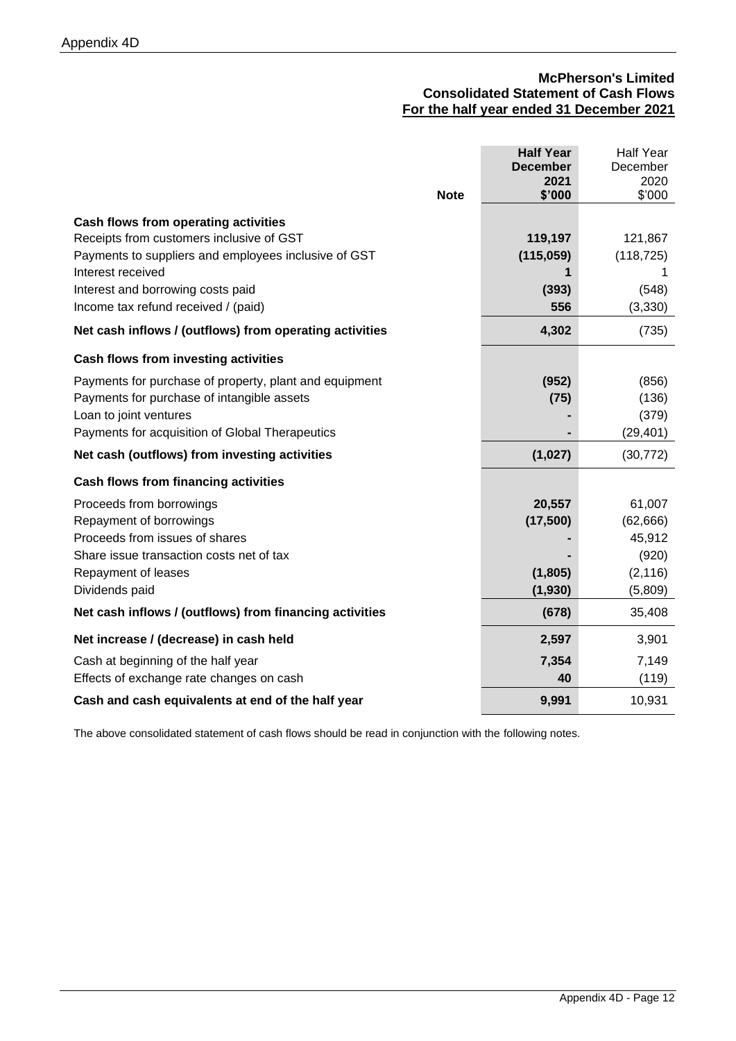**McPherson's Limited**
**Consolidated Statement of Cash Flows**
**For the half year ended 31 December 2021**

| | Note | Half Year December 2021 $'000 | Half Year December 2020 $'000 |
|---|---|---|---|
| **Cash flows from operating activities** | | | |
| Receipts from customers inclusive of GST | | **119,197** | 121,867 |
| Payments to suppliers and employees inclusive of GST | | **(115,059)** | (118,725) |
| Interest received | | **1** | 1 |
| Interest and borrowing costs paid | | **(393)** | (548) |
| Income tax refund received / (paid) | | **556** | (3,330) |
| **Net cash inflows / (outflows) from operating activities** | | **4,302** | (735) |
| **Cash flows from investing activities** | | | |
| Payments for purchase of property, plant and equipment | | **(952)** | (856) |
| Payments for purchase of intangible assets | | **(75)** | (136) |
| Loan to joint ventures | | **-** | (379) |
| Payments for acquisition of Global Therapeutics | | **-** | (29,401) |
| **Net cash (outflows) from investing activities** | | **(1,027)** | (30,772) |
| **Cash flows from financing activities** | | | |
| Proceeds from borrowings | | **20,557** | 61,007 |
| Repayment of borrowings | | **(17,500)** | (62,666) |
| Proceeds from issues of shares | | **-** | 45,912 |
| Share issue transaction costs net of tax | | **-** | (920) |
| Repayment of leases | | **(1,805)** | (2,116) |
| Dividends paid | | **(1,930)** | (5,809) |
| **Net cash inflows / (outflows) from financing activities** | | **(678)** | 35,408 |
| **Net increase / (decrease) in cash held** | | **2,597** | 3,901 |
| Cash at beginning of the half year | | **7,354** | 7,149 |
| Effects of exchange rate changes on cash | | **40** | (119) |
| **Cash and cash equivalents at end of the half year** | | **9,991** | 10,931 |

The above consolidated statement of cash flows should be read in conjunction with the following notes.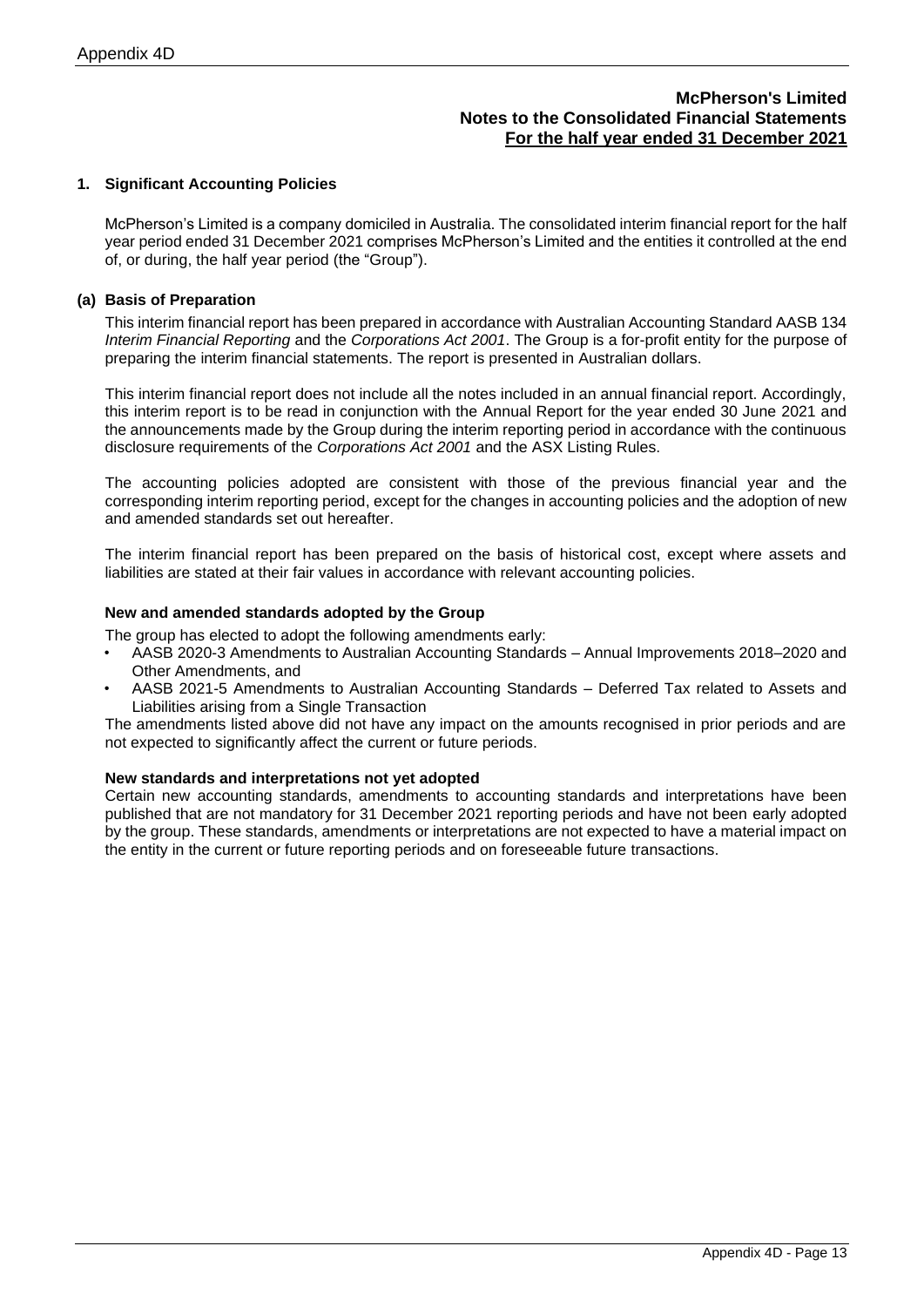**McPherson's Limited**
**Notes to the Consolidated Financial Statements**
**For the half year ended 31 December 2021**

## 1. Significant Accounting Policies

McPherson's Limited is a company domiciled in Australia. The consolidated interim financial report for the half year period ended 31 December 2021 comprises McPherson's Limited and the entities it controlled at the end of, or during, the half year period (the "Group").

### (a) Basis of Preparation

This interim financial report has been prepared in accordance with Australian Accounting Standard AASB 134 *Interim Financial Reporting* and the *Corporations Act 2001*. The Group is a for-profit entity for the purpose of preparing the interim financial statements. The report is presented in Australian dollars.

This interim financial report does not include all the notes included in an annual financial report. Accordingly, this interim report is to be read in conjunction with the Annual Report for the year ended 30 June 2021 and the announcements made by the Group during the interim reporting period in accordance with the continuous disclosure requirements of the *Corporations Act 2001* and the ASX Listing Rules.

The accounting policies adopted are consistent with those of the previous financial year and the corresponding interim reporting period, except for the changes in accounting policies and the adoption of new and amended standards set out hereafter.

The interim financial report has been prepared on the basis of historical cost, except where assets and liabilities are stated at their fair values in accordance with relevant accounting policies.

**New and amended standards adopted by the Group**

The group has elected to adopt the following amendments early:

- AASB 2020-3 Amendments to Australian Accounting Standards – Annual Improvements 2018–2020 and Other Amendments, and
- AASB 2021-5 Amendments to Australian Accounting Standards – Deferred Tax related to Assets and Liabilities arising from a Single Transaction

The amendments listed above did not have any impact on the amounts recognised in prior periods and are not expected to significantly affect the current or future periods.

**New standards and interpretations not yet adopted**

Certain new accounting standards, amendments to accounting standards and interpretations have been published that are not mandatory for 31 December 2021 reporting periods and have not been early adopted by the group. These standards, amendments or interpretations are not expected to have a material impact on the entity in the current or future reporting periods and on foreseeable future transactions.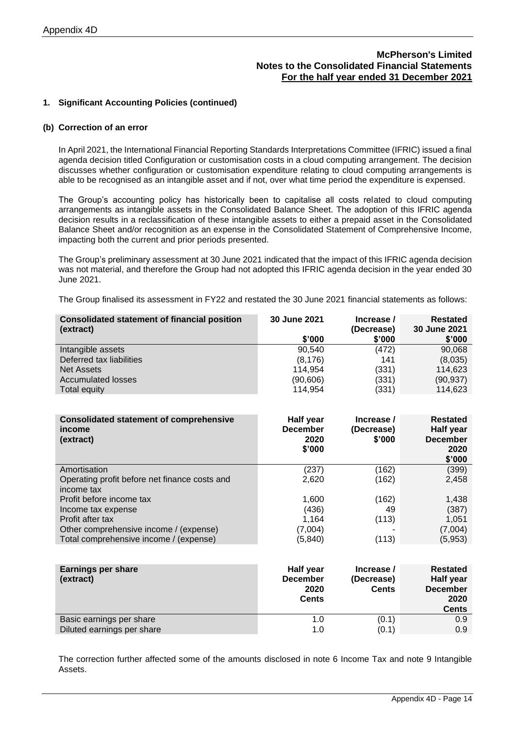# McPherson's Limited
## Notes to the Consolidated Financial Statements
## For the half year ended 31 December 2021

### 1. Significant Accounting Policies (continued)

#### (b) Correction of an error

In April 2021, the International Financial Reporting Standards Interpretations Committee (IFRIC) issued a final agenda decision titled Configuration or customisation costs in a cloud computing arrangement. The decision discusses whether configuration or customisation expenditure relating to cloud computing arrangements is able to be recognised as an intangible asset and if not, over what time period the expenditure is expensed.

The Group's accounting policy has historically been to capitalise all costs related to cloud computing arrangements as intangible assets in the Consolidated Balance Sheet. The adoption of this IFRIC agenda decision results in a reclassification of these intangible assets to either a prepaid asset in the Consolidated Balance Sheet and/or recognition as an expense in the Consolidated Statement of Comprehensive Income, impacting both the current and prior periods presented.

The Group's preliminary assessment at 30 June 2021 indicated that the impact of this IFRIC agenda decision was not material, and therefore the Group had not adopted this IFRIC agenda decision in the year ended 30 June 2021.

The Group finalised its assessment in FY22 and restated the 30 June 2021 financial statements as follows:

| Consolidated statement of financial position (extract) | 30 June 2021 $'000 | Increase / (Decrease) $'000 | Restated 30 June 2021 $'000 |
|---|---|---|---|
| Intangible assets | 90,540 | (472) | 90,068 |
| Deferred tax liabilities | (8,176) | 141 | (8,035) |
| Net Assets | 114,954 | (331) | 114,623 |
| Accumulated losses | (90,606) | (331) | (90,937) |
| Total equity | 114,954 | (331) | 114,623 |

| Consolidated statement of comprehensive income (extract) | Half year December 2020 $'000 | Increase / (Decrease) $'000 | Restated Half year December 2020 $'000 |
|---|---|---|---|
| Amortisation | (237) | (162) | (399) |
| Operating profit before net finance costs and income tax | 2,620 | (162) | 2,458 |
| Profit before income tax | 1,600 | (162) | 1,438 |
| Income tax expense | (436) | 49 | (387) |
| Profit after tax | 1,164 | (113) | 1,051 |
| Other comprehensive income / (expense) | (7,004) | - | (7,004) |
| Total comprehensive income / (expense) | (5,840) | (113) | (5,953) |

| Earnings per share (extract) | Half year December 2020 Cents | Increase / (Decrease) Cents | Restated Half year December 2020 Cents |
|---|---|---|---|
| Basic earnings per share | 1.0 | (0.1) | 0.9 |
| Diluted earnings per share | 1.0 | (0.1) | 0.9 |

The correction further affected some of the amounts disclosed in note 6 Income Tax and note 9 Intangible Assets.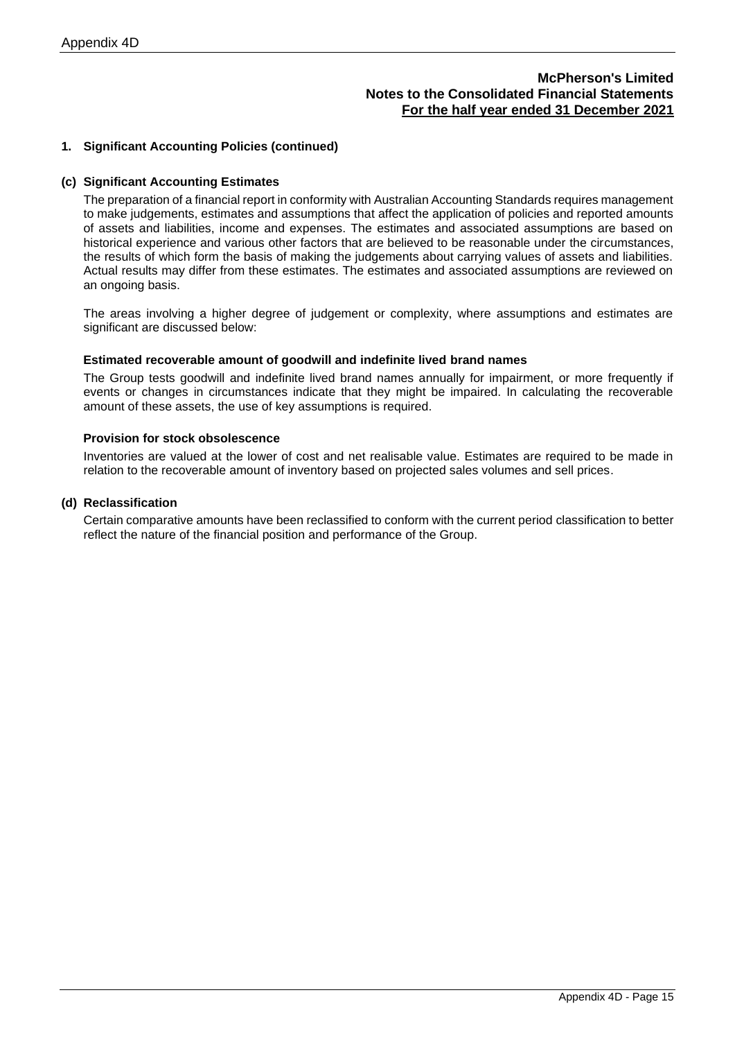**McPherson's Limited**
**Notes to the Consolidated Financial Statements**
**For the half year ended 31 December 2021**

## 1. Significant Accounting Policies (continued)

### (c) Significant Accounting Estimates

The preparation of a financial report in conformity with Australian Accounting Standards requires management to make judgements, estimates and assumptions that affect the application of policies and reported amounts of assets and liabilities, income and expenses. The estimates and associated assumptions are based on historical experience and various other factors that are believed to be reasonable under the circumstances, the results of which form the basis of making the judgements about carrying values of assets and liabilities. Actual results may differ from these estimates. The estimates and associated assumptions are reviewed on an ongoing basis.

The areas involving a higher degree of judgement or complexity, where assumptions and estimates are significant are discussed below:

**Estimated recoverable amount of goodwill and indefinite lived brand names**

The Group tests goodwill and indefinite lived brand names annually for impairment, or more frequently if events or changes in circumstances indicate that they might be impaired. In calculating the recoverable amount of these assets, the use of key assumptions is required.

**Provision for stock obsolescence**

Inventories are valued at the lower of cost and net realisable value. Estimates are required to be made in relation to the recoverable amount of inventory based on projected sales volumes and sell prices.

### (d) Reclassification

Certain comparative amounts have been reclassified to conform with the current period classification to better reflect the nature of the financial position and performance of the Group.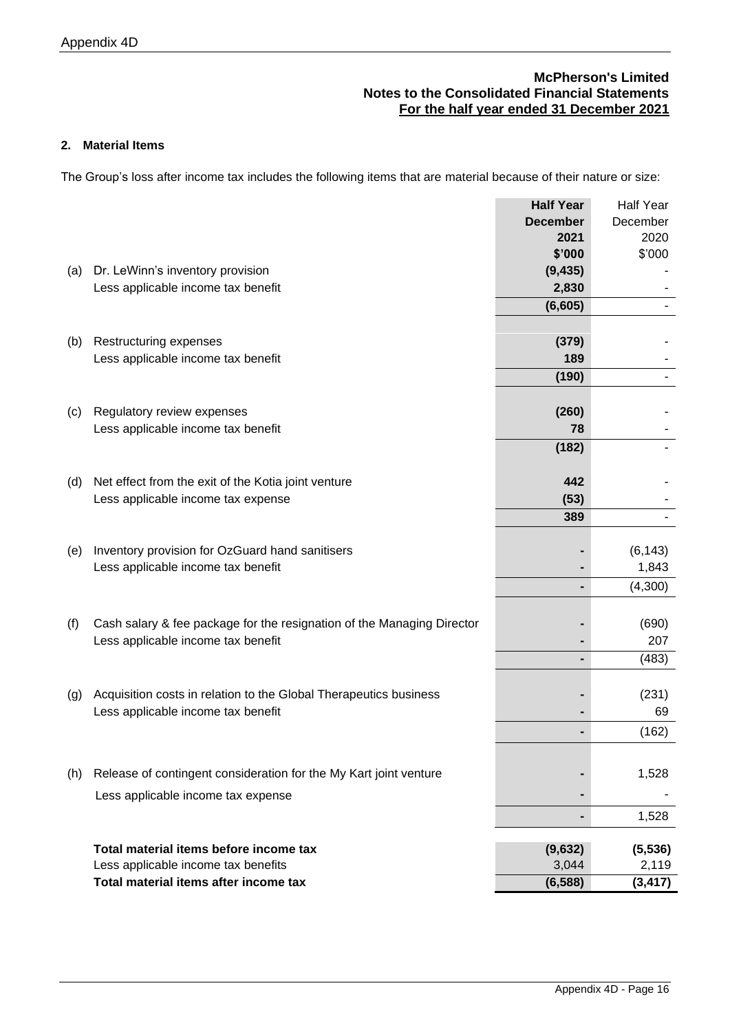# McPherson's Limited
## Notes to the Consolidated Financial Statements
## For the half year ended 31 December 2021

### 2. Material Items

The Group's loss after income tax includes the following items that are material because of their nature or size:

| | | **Half Year December 2021 $'000** | Half Year December 2020 $'000 |
|---|---|---|---|
| (a) | Dr. LeWinn's inventory provision | **(9,435)** | - |
| | Less applicable income tax benefit | **2,830** | - |
| | | **(6,605)** | - |
| (b) | Restructuring expenses | **(379)** | - |
| | Less applicable income tax benefit | **189** | - |
| | | **(190)** | - |
| (c) | Regulatory review expenses | **(260)** | - |
| | Less applicable income tax benefit | **78** | - |
| | | **(182)** | - |
| (d) | Net effect from the exit of the Kotia joint venture | **442** | - |
| | Less applicable income tax expense | **(53)** | - |
| | | **389** | - |
| (e) | Inventory provision for OzGuard hand sanitisers | **-** | (6,143) |
| | Less applicable income tax benefit | **-** | 1,843 |
| | | **-** | (4,300) |
| (f) | Cash salary & fee package for the resignation of the Managing Director | **-** | (690) |
| | Less applicable income tax benefit | **-** | 207 |
| | | **-** | (483) |
| (g) | Acquisition costs in relation to the Global Therapeutics business | **-** | (231) |
| | Less applicable income tax benefit | **-** | 69 |
| | | **-** | (162) |
| (h) | Release of contingent consideration for the My Kart joint venture | **-** | 1,528 |
| | Less applicable income tax expense | **-** | - |
| | | **-** | 1,528 |
| | **Total material items before income tax** | **(9,632)** | **(5,536)** |
| | Less applicable income tax benefits | 3,044 | 2,119 |
| | **Total material items after income tax** | **(6,588)** | **(3,417)** |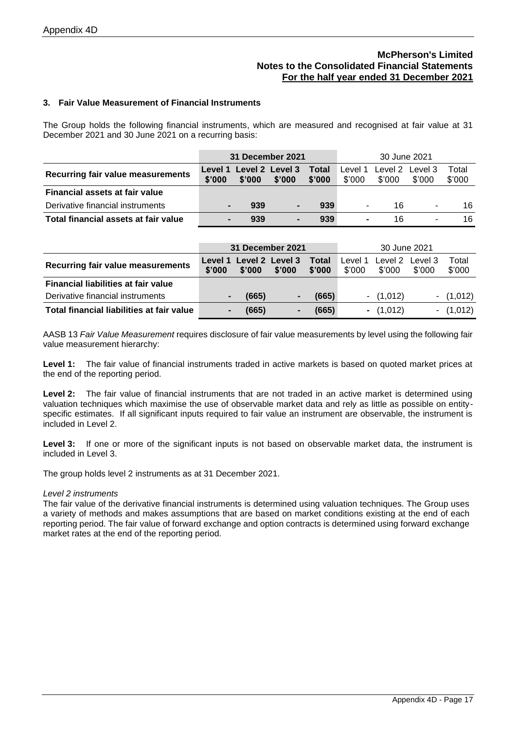**McPherson's Limited**
**Notes to the Consolidated Financial Statements**
**For the half year ended 31 December 2021**

### 3. Fair Value Measurement of Financial Instruments

The Group holds the following financial instruments, which are measured and recognised at fair value at 31 December 2021 and 30 June 2021 on a recurring basis:

| | **31 December 2021** | | | | 30 June 2021 | | | |
|---|---|---|---|---|---|---|---|---|
| **Recurring fair value measurements** | **Level 1 \$'000** | **Level 2 \$'000** | **Level 3 \$'000** | **Total \$'000** | Level 1 \$'000 | Level 2 \$'000 | Level 3 \$'000 | Total \$'000 |
| **Financial assets at fair value** | | | | | | | | |
| Derivative financial instruments | **-** | **939** | **-** | **939** | - | 16 | - | 16 |
| **Total financial assets at fair value** | **-** | **939** | **-** | **939** | **-** | 16 | - | 16 |

| | **31 December 2021** | | | | 30 June 2021 | | | |
|---|---|---|---|---|---|---|---|---|
| **Recurring fair value measurements** | **Level 1 \$'000** | **Level 2 \$'000** | **Level 3 \$'000** | **Total \$'000** | Level 1 \$'000 | Level 2 \$'000 | Level 3 \$'000 | Total \$'000 |
| **Financial liabilities at fair value** | | | | | | | | |
| Derivative financial instruments | **-** | **(665)** | **-** | **(665)** | - | (1,012) | | - (1,012) |
| **Total financial liabilities at fair value** | **-** | **(665)** | **-** | **(665)** | **-** | (1,012) | | - (1,012) |

AASB 13 *Fair Value Measurement* requires disclosure of fair value measurements by level using the following fair value measurement hierarchy:

**Level 1:** The fair value of financial instruments traded in active markets is based on quoted market prices at the end of the reporting period.

**Level 2:** The fair value of financial instruments that are not traded in an active market is determined using valuation techniques which maximise the use of observable market data and rely as little as possible on entity-specific estimates. If all significant inputs required to fair value an instrument are observable, the instrument is included in Level 2.

**Level 3:** If one or more of the significant inputs is not based on observable market data, the instrument is included in Level 3.

The group holds level 2 instruments as at 31 December 2021.

*Level 2 instruments*

The fair value of the derivative financial instruments is determined using valuation techniques. The Group uses a variety of methods and makes assumptions that are based on market conditions existing at the end of each reporting period. The fair value of forward exchange and option contracts is determined using forward exchange market rates at the end of the reporting period.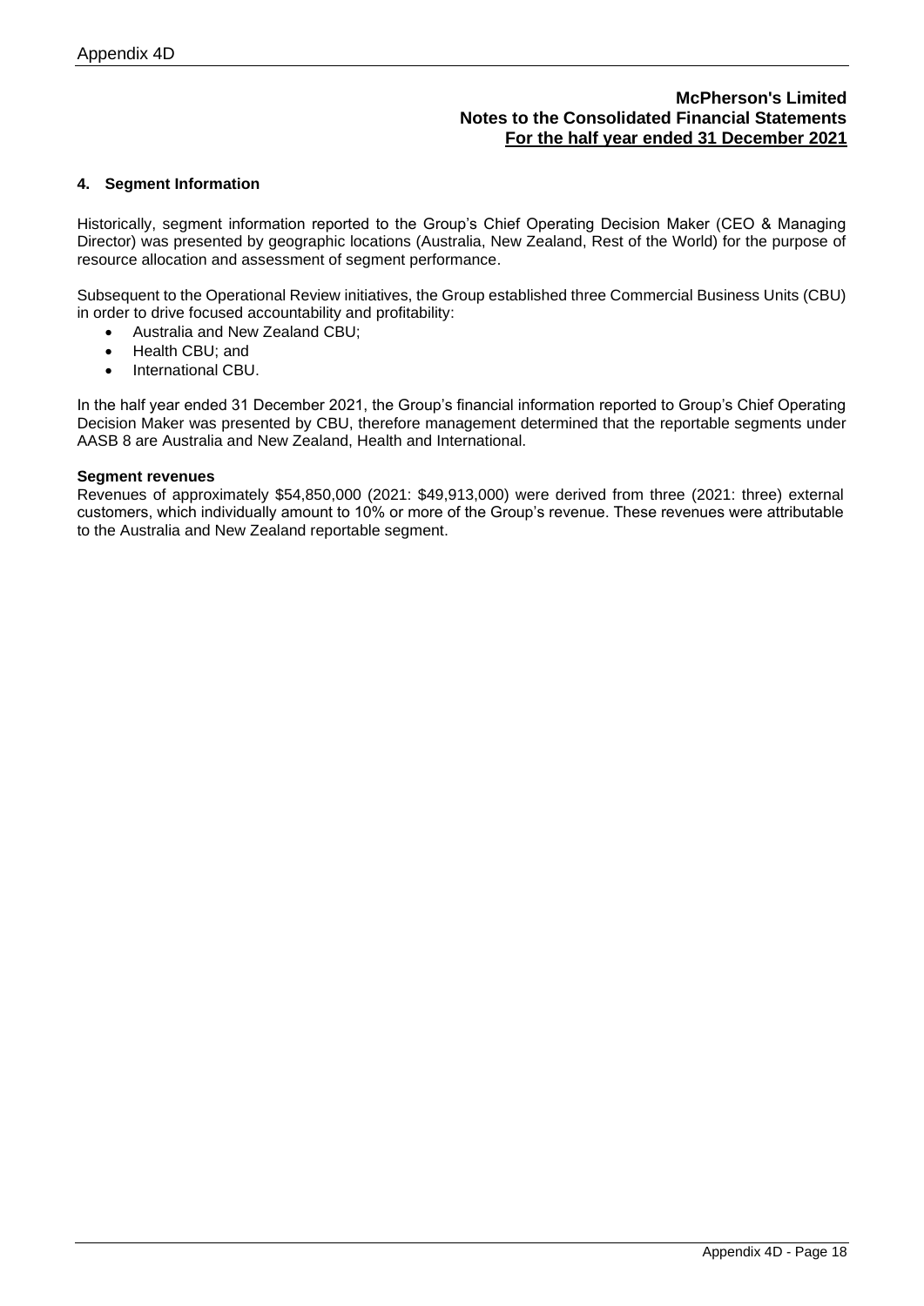**McPherson's Limited**
**Notes to the Consolidated Financial Statements**
**For the half year ended 31 December 2021**

## 4. Segment Information

Historically, segment information reported to the Group's Chief Operating Decision Maker (CEO & Managing Director) was presented by geographic locations (Australia, New Zealand, Rest of the World) for the purpose of resource allocation and assessment of segment performance.

Subsequent to the Operational Review initiatives, the Group established three Commercial Business Units (CBU) in order to drive focused accountability and profitability:

- Australia and New Zealand CBU;
- Health CBU; and
- International CBU.

In the half year ended 31 December 2021, the Group's financial information reported to Group's Chief Operating Decision Maker was presented by CBU, therefore management determined that the reportable segments under AASB 8 are Australia and New Zealand, Health and International.

### Segment revenues

Revenues of approximately $54,850,000 (2021: $49,913,000) were derived from three (2021: three) external customers, which individually amount to 10% or more of the Group's revenue. These revenues were attributable to the Australia and New Zealand reportable segment.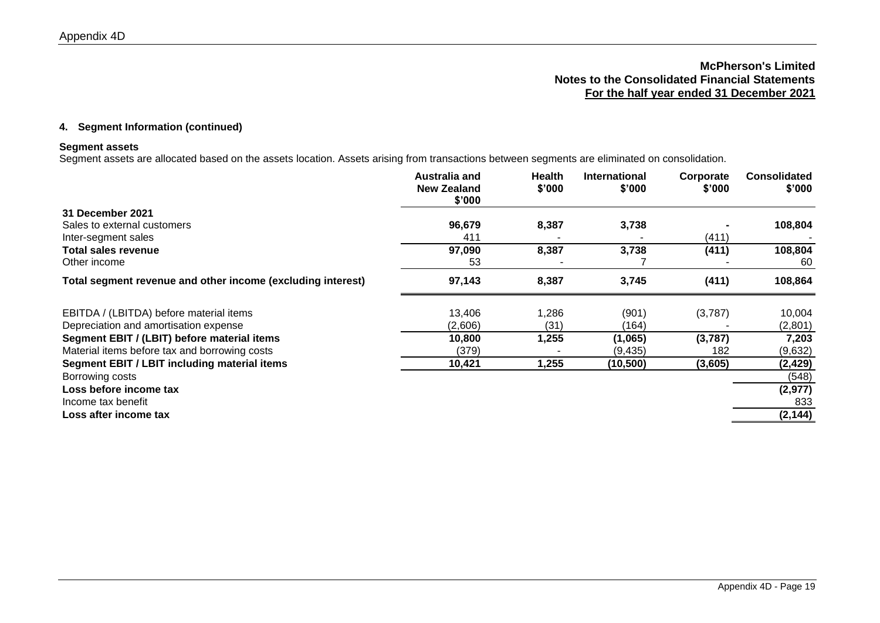**McPherson's Limited**
**Notes to the Consolidated Financial Statements**
**For the half year ended 31 December 2021**

#### 4. Segment Information (continued)

**Segment assets**
Segment assets are allocated based on the assets location. Assets arising from transactions between segments are eliminated on consolidation.

| | Australia and New Zealand $'000 | Health $'000 | International $'000 | Corporate $'000 | Consolidated $'000 |
|---|---|---|---|---|---|
| **31 December 2021** | | | | | |
| Sales to external customers | **96,679** | **8,387** | **3,738** | **-** | **108,804** |
| Inter-segment sales | 411 | - | - | (411) | - |
| **Total sales revenue** | **97,090** | **8,387** | **3,738** | **(411)** | **108,804** |
| Other income | 53 | - | 7 | - | 60 |
| **Total segment revenue and other income (excluding interest)** | **97,143** | **8,387** | **3,745** | **(411)** | **108,864** |
| | | | | | |
| EBITDA / (LBITDA) before material items | 13,406 | 1,286 | (901) | (3,787) | 10,004 |
| Depreciation and amortisation expense | (2,606) | (31) | (164) | - | (2,801) |
| **Segment EBIT / (LBIT) before material items** | **10,800** | **1,255** | **(1,065)** | **(3,787)** | **7,203** |
| Material items before tax and borrowing costs | (379) | - | (9,435) | 182 | (9,632) |
| **Segment EBIT / LBIT including material items** | **10,421** | **1,255** | **(10,500)** | **(3,605)** | **(2,429)** |
| Borrowing costs | | | | | (548) |
| **Loss before income tax** | | | | | **(2,977)** |
| Income tax benefit | | | | | 833 |
| **Loss after income tax** | | | | | **(2,144)** |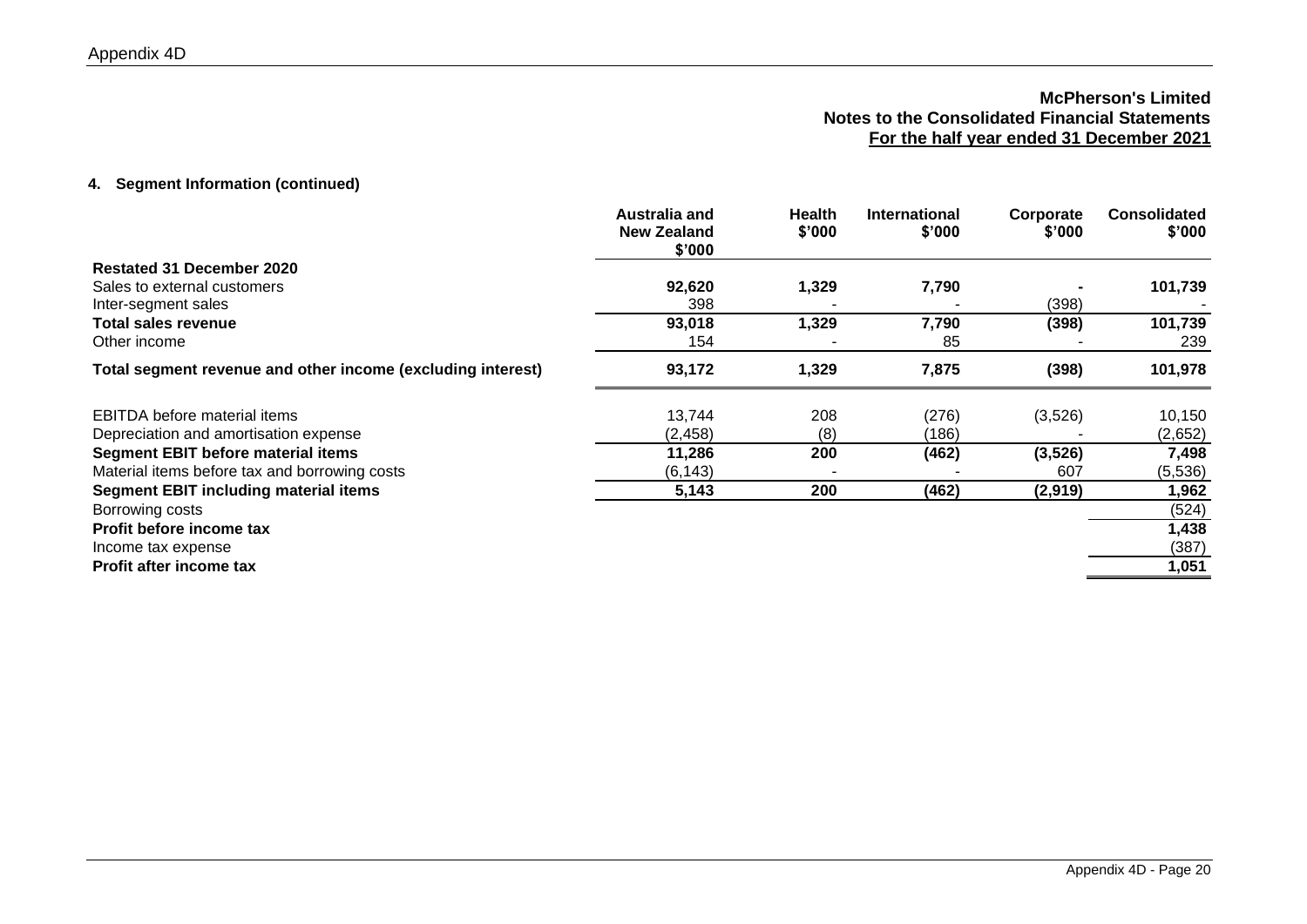**McPherson's Limited**
**Notes to the Consolidated Financial Statements**
**For the half year ended 31 December 2021**

**4. Segment Information (continued)**

| | Australia and New Zealand $'000 | Health $'000 | International $'000 | Corporate $'000 | Consolidated $'000 |
|---|---|---|---|---|---|
| **Restated 31 December 2020** | | | | | |
| Sales to external customers | **92,620** | **1,329** | **7,790** | **-** | **101,739** |
| Inter-segment sales | 398 | - | - | (398) | - |
| **Total sales revenue** | **93,018** | **1,329** | **7,790** | **(398)** | **101,739** |
| Other income | 154 | - | 85 | - | 239 |
| **Total segment revenue and other income (excluding interest)** | **93,172** | **1,329** | **7,875** | **(398)** | **101,978** |
| EBITDA before material items | 13,744 | 208 | (276) | (3,526) | 10,150 |
| Depreciation and amortisation expense | (2,458) | (8) | (186) | - | (2,652) |
| **Segment EBIT before material items** | **11,286** | **200** | **(462)** | **(3,526)** | **7,498** |
| Material items before tax and borrowing costs | (6,143) | - | - | 607 | (5,536) |
| **Segment EBIT including material items** | **5,143** | **200** | **(462)** | **(2,919)** | **1,962** |
| Borrowing costs | | | | | (524) |
| **Profit before income tax** | | | | | **1,438** |
| Income tax expense | | | | | (387) |
| **Profit after income tax** | | | | | **1,051** |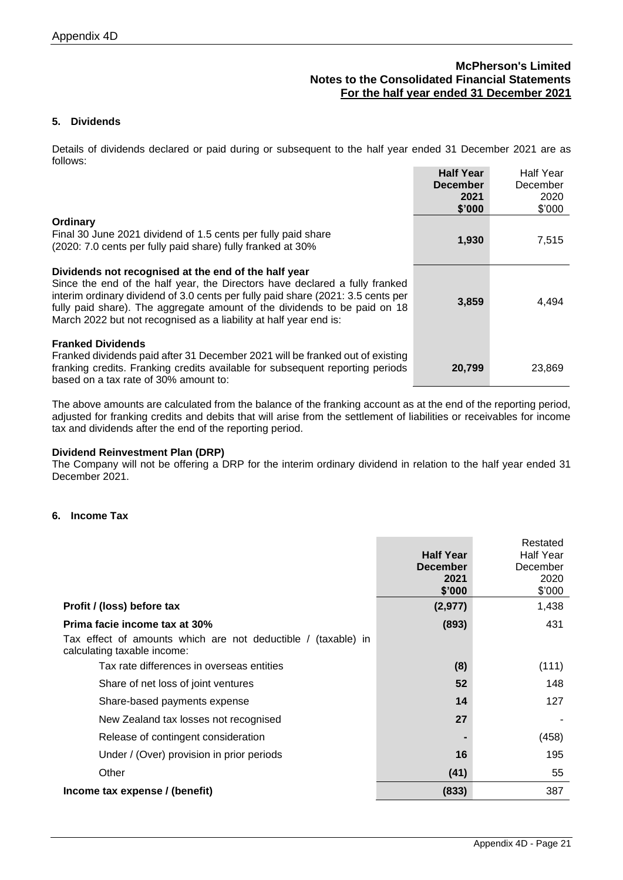**McPherson's Limited**
**Notes to the Consolidated Financial Statements**
**For the half year ended 31 December 2021**

### 5. Dividends

Details of dividends declared or paid during or subsequent to the half year ended 31 December 2021 are as follows:

| | **Half Year December 2021 $'000** | Half Year December 2020 $'000 |
|---|---|---|
| **Ordinary**<br>Final 30 June 2021 dividend of 1.5 cents per fully paid share (2020: 7.0 cents per fully paid share) fully franked at 30% | **1,930** | 7,515 |
| **Dividends not recognised at the end of the half year**<br>Since the end of the half year, the Directors have declared a fully franked interim ordinary dividend of 3.0 cents per fully paid share (2021: 3.5 cents per fully paid share). The aggregate amount of the dividends to be paid on 18 March 2022 but not recognised as a liability at half year end is: | **3,859** | 4,494 |
| **Franked Dividends**<br>Franked dividends paid after 31 December 2021 will be franked out of existing franking credits. Franking credits available for subsequent reporting periods based on a tax rate of 30% amount to: | **20,799** | 23,869 |

The above amounts are calculated from the balance of the franking account as at the end of the reporting period, adjusted for franking credits and debits that will arise from the settlement of liabilities or receivables for income tax and dividends after the end of the reporting period.

**Dividend Reinvestment Plan (DRP)**
The Company will not be offering a DRP for the interim ordinary dividend in relation to the half year ended 31 December 2021.

### 6. Income Tax

| | **Half Year December 2021 $'000** | Restated Half Year December 2020 $'000 |
|---|---|---|
| **Profit / (loss) before tax** | **(2,977)** | 1,438 |
| **Prima facie income tax at 30%** | **(893)** | 431 |
| Tax effect of amounts which are not deductible / (taxable) in calculating taxable income: | | |
| Tax rate differences in overseas entities | **(8)** | (111) |
| Share of net loss of joint ventures | **52** | 148 |
| Share-based payments expense | **14** | 127 |
| New Zealand tax losses not recognised | **27** | - |
| Release of contingent consideration | **-** | (458) |
| Under / (Over) provision in prior periods | **16** | 195 |
| Other | **(41)** | 55 |
| **Income tax expense / (benefit)** | **(833)** | 387 |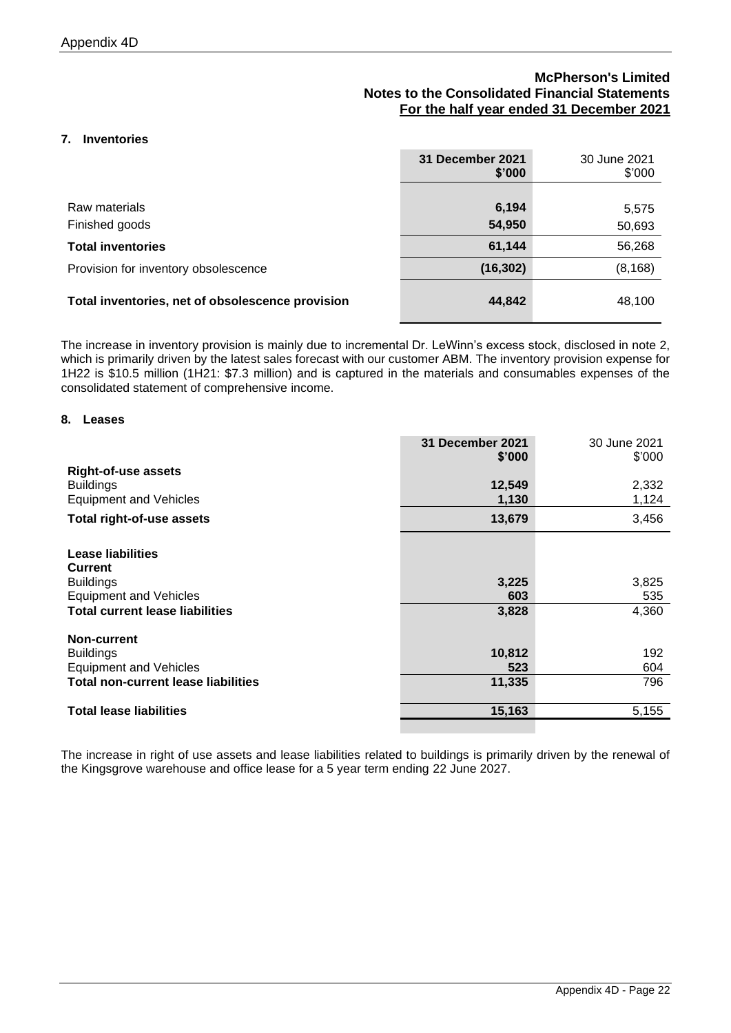McPherson's Limited
Notes to the Consolidated Financial Statements
For the half year ended 31 December 2021

## 7. Inventories

| | 31 December 2021 $'000 | 30 June 2021 $'000 |
|---|---|---|
| Raw materials | 6,194 | 5,575 |
| Finished goods | 54,950 | 50,693 |
| **Total inventories** | **61,144** | 56,268 |
| Provision for inventory obsolescence | (16,302) | (8,168) |
| **Total inventories, net of obsolescence provision** | **44,842** | 48,100 |

The increase in inventory provision is mainly due to incremental Dr. LeWinn's excess stock, disclosed in note 2, which is primarily driven by the latest sales forecast with our customer ABM. The inventory provision expense for 1H22 is $10.5 million (1H21: $7.3 million) and is captured in the materials and consumables expenses of the consolidated statement of comprehensive income.

## 8. Leases

| | 31 December 2021 $'000 | 30 June 2021 $'000 |
|---|---|---|
| **Right-of-use assets** | | |
| Buildings | 12,549 | 2,332 |
| Equipment and Vehicles | 1,130 | 1,124 |
| **Total right-of-use assets** | **13,679** | 3,456 |
| | | |
| **Lease liabilities** | | |
| **Current** | | |
| Buildings | 3,225 | 3,825 |
| Equipment and Vehicles | 603 | 535 |
| **Total current lease liabilities** | **3,828** | 4,360 |
| | | |
| **Non-current** | | |
| Buildings | 10,812 | 192 |
| Equipment and Vehicles | 523 | 604 |
| **Total non-current lease liabilities** | **11,335** | 796 |
| | | |
| **Total lease liabilities** | **15,163** | 5,155 |

The increase in right of use assets and lease liabilities related to buildings is primarily driven by the renewal of the Kingsgrove warehouse and office lease for a 5 year term ending 22 June 2027.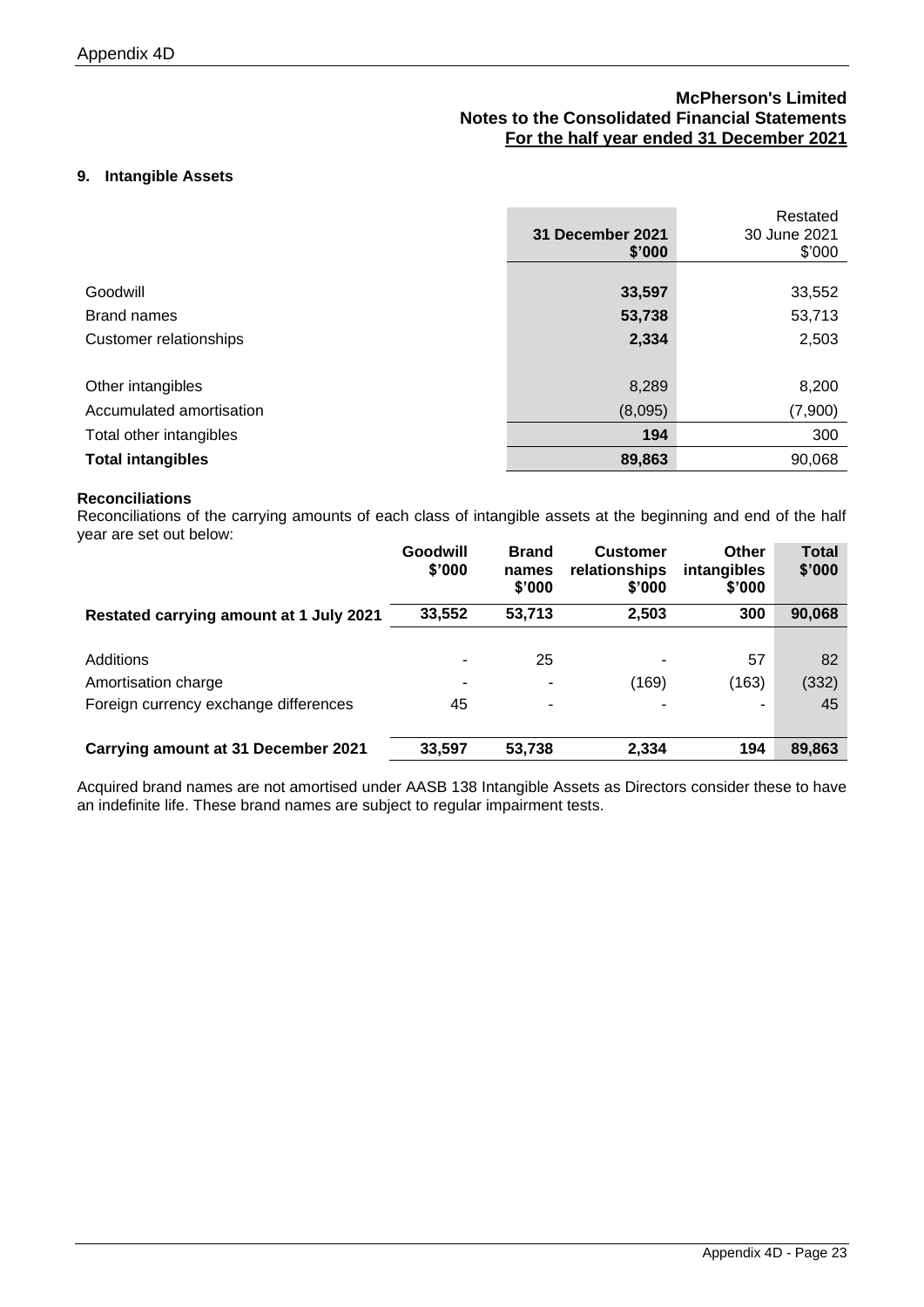McPherson's Limited
Notes to the Consolidated Financial Statements
For the half year ended 31 December 2021

### 9. Intangible Assets

| | 31 December 2021 $'000 | Restated 30 June 2021 $'000 |
|---|---|---|
| Goodwill | **33,597** | 33,552 |
| Brand names | **53,738** | 53,713 |
| Customer relationships | **2,334** | 2,503 |
| | | |
| Other intangibles | 8,289 | 8,200 |
| Accumulated amortisation | (8,095) | (7,900) |
| Total other intangibles | **194** | 300 |
| **Total intangibles** | **89,863** | 90,068 |

**Reconciliations**

Reconciliations of the carrying amounts of each class of intangible assets at the beginning and end of the half year are set out below:

| | Goodwill $'000 | Brand names $'000 | Customer relationships $'000 | Other intangibles $'000 | Total $'000 |
|---|---|---|---|---|---|
| **Restated carrying amount at 1 July 2021** | **33,552** | **53,713** | **2,503** | **300** | **90,068** |
| | | | | | |
| Additions | - | 25 | - | 57 | 82 |
| Amortisation charge | - | - | (169) | (163) | (332) |
| Foreign currency exchange differences | 45 | - | - | - | 45 |
| | | | | | |
| **Carrying amount at 31 December 2021** | **33,597** | **53,738** | **2,334** | **194** | **89,863** |

Acquired brand names are not amortised under AASB 138 Intangible Assets as Directors consider these to have an indefinite life. These brand names are subject to regular impairment tests.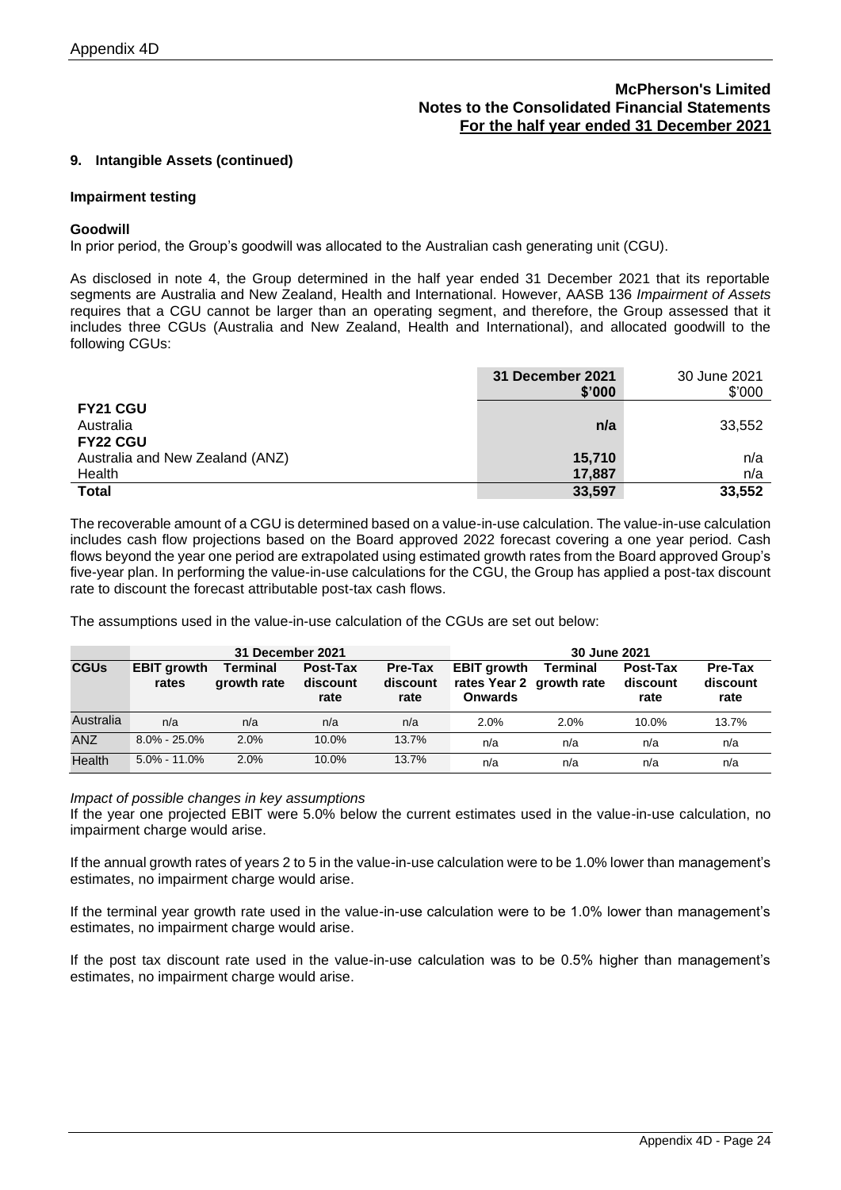### 9. Intangible Assets (continued)

**Impairment testing**

**Goodwill**

In prior period, the Group's goodwill was allocated to the Australian cash generating unit (CGU).

As disclosed in note 4, the Group determined in the half year ended 31 December 2021 that its reportable segments are Australia and New Zealand, Health and International. However, AASB 136 *Impairment of Assets* requires that a CGU cannot be larger than an operating segment, and therefore, the Group assessed that it includes three CGUs (Australia and New Zealand, Health and International), and allocated goodwill to the following CGUs:

| | 31 December 2021 \$'000 | 30 June 2021 \$'000 |
|---|---|---|
| **FY21 CGU** | | |
| Australia | **n/a** | 33,552 |
| **FY22 CGU** | | |
| Australia and New Zealand (ANZ) | **15,710** | n/a |
| Health | **17,887** | n/a |
| **Total** | **33,597** | **33,552** |

The recoverable amount of a CGU is determined based on a value-in-use calculation. The value-in-use calculation includes cash flow projections based on the Board approved 2022 forecast covering a one year period. Cash flows beyond the year one period are extrapolated using estimated growth rates from the Board approved Group's five-year plan. In performing the value-in-use calculations for the CGU, the Group has applied a post-tax discount rate to discount the forecast attributable post-tax cash flows.

The assumptions used in the value-in-use calculation of the CGUs are set out below:

| | 31 December 2021 | | | | 30 June 2021 | | | |
|---|---|---|---|---|---|---|---|---|
| **CGUs** | **EBIT growth rates** | **Terminal growth rate** | **Post-Tax discount rate** | **Pre-Tax discount rate** | **EBIT growth rates Year 2 Onwards** | **Terminal growth rate** | **Post-Tax discount rate** | **Pre-Tax discount rate** |
| Australia | n/a | n/a | n/a | n/a | 2.0% | 2.0% | 10.0% | 13.7% |
| ANZ | 8.0% - 25.0% | 2.0% | 10.0% | 13.7% | n/a | n/a | n/a | n/a |
| Health | 5.0% - 11.0% | 2.0% | 10.0% | 13.7% | n/a | n/a | n/a | n/a |

*Impact of possible changes in key assumptions*

If the year one projected EBIT were 5.0% below the current estimates used in the value-in-use calculation, no impairment charge would arise.

If the annual growth rates of years 2 to 5 in the value-in-use calculation were to be 1.0% lower than management's estimates, no impairment charge would arise.

If the terminal year growth rate used in the value-in-use calculation were to be 1.0% lower than management's estimates, no impairment charge would arise.

If the post tax discount rate used in the value-in-use calculation was to be 0.5% higher than management's estimates, no impairment charge would arise.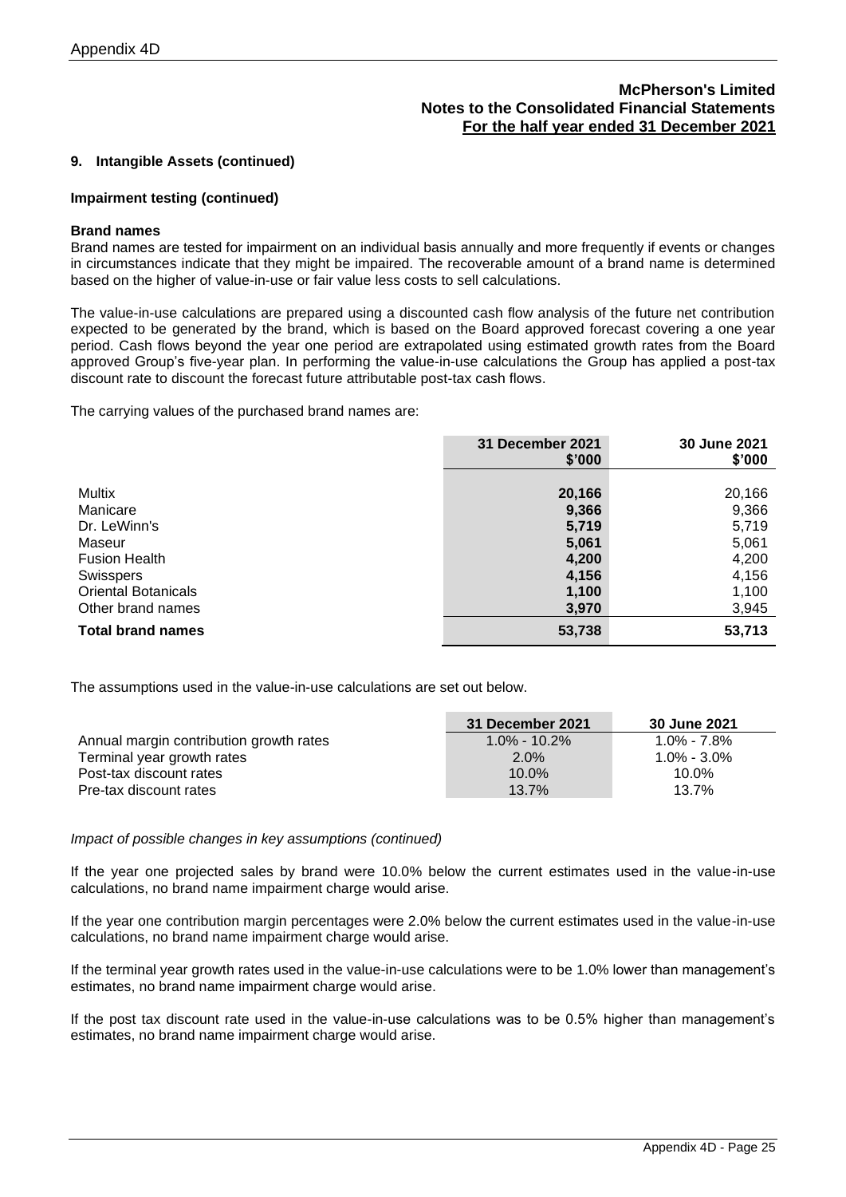McPherson's Limited
Notes to the Consolidated Financial Statements
For the half year ended 31 December 2021

### 9. Intangible Assets (continued)

**Impairment testing (continued)**

**Brand names**

Brand names are tested for impairment on an individual basis annually and more frequently if events or changes in circumstances indicate that they might be impaired. The recoverable amount of a brand name is determined based on the higher of value-in-use or fair value less costs to sell calculations.

The value-in-use calculations are prepared using a discounted cash flow analysis of the future net contribution expected to be generated by the brand, which is based on the Board approved forecast covering a one year period. Cash flows beyond the year one period are extrapolated using estimated growth rates from the Board approved Group's five-year plan. In performing the value-in-use calculations the Group has applied a post-tax discount rate to discount the forecast future attributable post-tax cash flows.

The carrying values of the purchased brand names are:

| | 31 December 2021 $'000 | 30 June 2021 $'000 |
|---|---|---|
| Multix | **20,166** | 20,166 |
| Manicare | **9,366** | 9,366 |
| Dr. LeWinn's | **5,719** | 5,719 |
| Maseur | **5,061** | 5,061 |
| Fusion Health | **4,200** | 4,200 |
| Swisspers | **4,156** | 4,156 |
| Oriental Botanicals | **1,100** | 1,100 |
| Other brand names | **3,970** | 3,945 |
| **Total brand names** | **53,738** | **53,713** |

The assumptions used in the value-in-use calculations are set out below.

| | 31 December 2021 | 30 June 2021 |
|---|---|---|
| Annual margin contribution growth rates | 1.0% - 10.2% | 1.0% - 7.8% |
| Terminal year growth rates | 2.0% | 1.0% - 3.0% |
| Post-tax discount rates | 10.0% | 10.0% |
| Pre-tax discount rates | 13.7% | 13.7% |

*Impact of possible changes in key assumptions (continued)*

If the year one projected sales by brand were 10.0% below the current estimates used in the value-in-use calculations, no brand name impairment charge would arise.

If the year one contribution margin percentages were 2.0% below the current estimates used in the value-in-use calculations, no brand name impairment charge would arise.

If the terminal year growth rates used in the value-in-use calculations were to be 1.0% lower than management's estimates, no brand name impairment charge would arise.

If the post tax discount rate used in the value-in-use calculations was to be 0.5% higher than management's estimates, no brand name impairment charge would arise.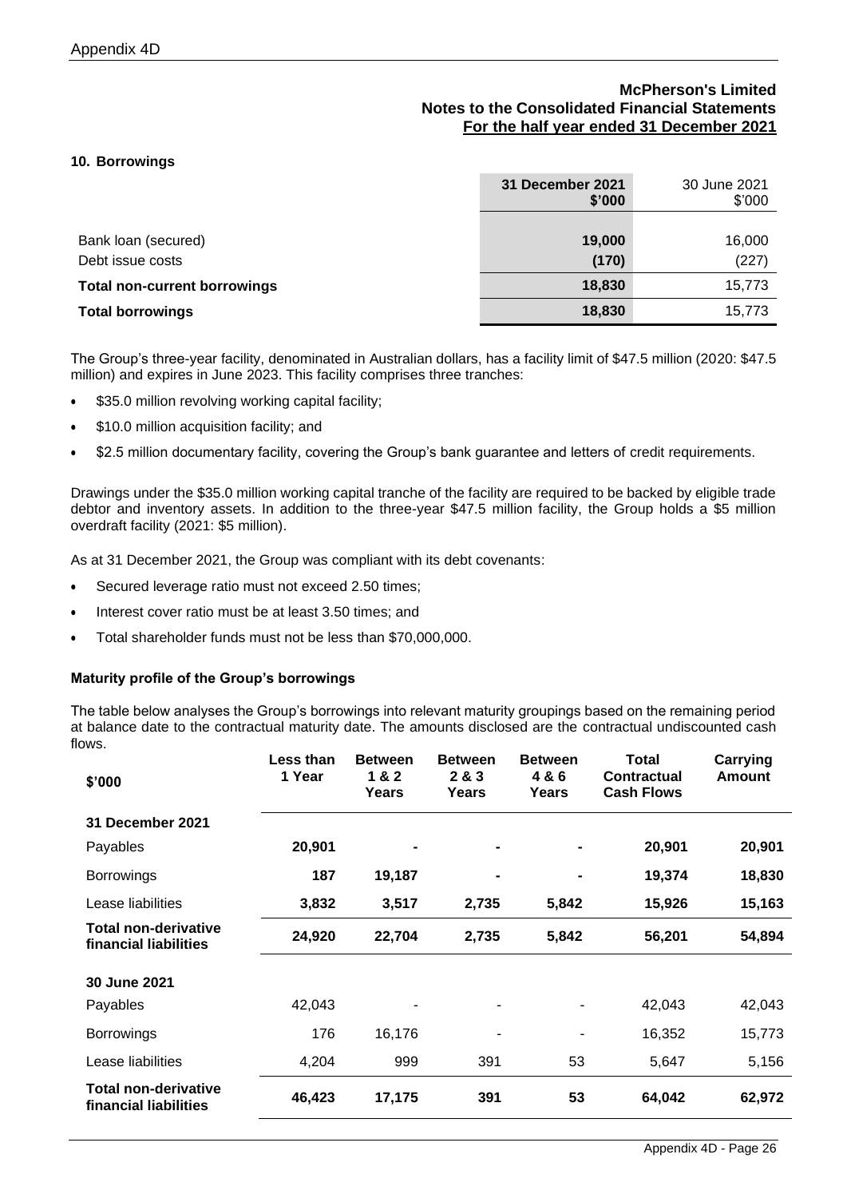**McPherson's Limited**
**Notes to the Consolidated Financial Statements**
**For the half year ended 31 December 2021**

## 10. Borrowings

| | 31 December 2021 $'000 | 30 June 2021 $'000 |
|---|---|---|
| Bank loan (secured) | **19,000** | 16,000 |
| Debt issue costs | **(170)** | (227) |
| **Total non-current borrowings** | **18,830** | 15,773 |
| **Total borrowings** | **18,830** | 15,773 |

The Group's three-year facility, denominated in Australian dollars, has a facility limit of $47.5 million (2020: $47.5 million) and expires in June 2023. This facility comprises three tranches:

- $35.0 million revolving working capital facility;
- $10.0 million acquisition facility; and
- $2.5 million documentary facility, covering the Group's bank guarantee and letters of credit requirements.

Drawings under the $35.0 million working capital tranche of the facility are required to be backed by eligible trade debtor and inventory assets. In addition to the three-year $47.5 million facility, the Group holds a $5 million overdraft facility (2021: $5 million).

As at 31 December 2021, the Group was compliant with its debt covenants:

- Secured leverage ratio must not exceed 2.50 times;
- Interest cover ratio must be at least 3.50 times; and
- Total shareholder funds must not be less than $70,000,000.

### Maturity profile of the Group's borrowings

The table below analyses the Group's borrowings into relevant maturity groupings based on the remaining period at balance date to the contractual maturity date. The amounts disclosed are the contractual undiscounted cash flows.

| $'000 | Less than 1 Year | Between 1 & 2 Years | Between 2 & 3 Years | Between 4 & 6 Years | Total Contractual Cash Flows | Carrying Amount |
|---|---|---|---|---|---|---|
| **31 December 2021** | | | | | | |
| Payables | **20,901** | **-** | **-** | **-** | **20,901** | **20,901** |
| Borrowings | **187** | **19,187** | **-** | **-** | **19,374** | **18,830** |
| Lease liabilities | **3,832** | **3,517** | **2,735** | **5,842** | **15,926** | **15,163** |
| **Total non-derivative financial liabilities** | **24,920** | **22,704** | **2,735** | **5,842** | **56,201** | **54,894** |
| **30 June 2021** | | | | | | |
| Payables | 42,043 | - | - | - | 42,043 | 42,043 |
| Borrowings | 176 | 16,176 | - | - | 16,352 | 15,773 |
| Lease liabilities | 4,204 | 999 | 391 | 53 | 5,647 | 5,156 |
| **Total non-derivative financial liabilities** | **46,423** | **17,175** | **391** | **53** | **64,042** | **62,972** |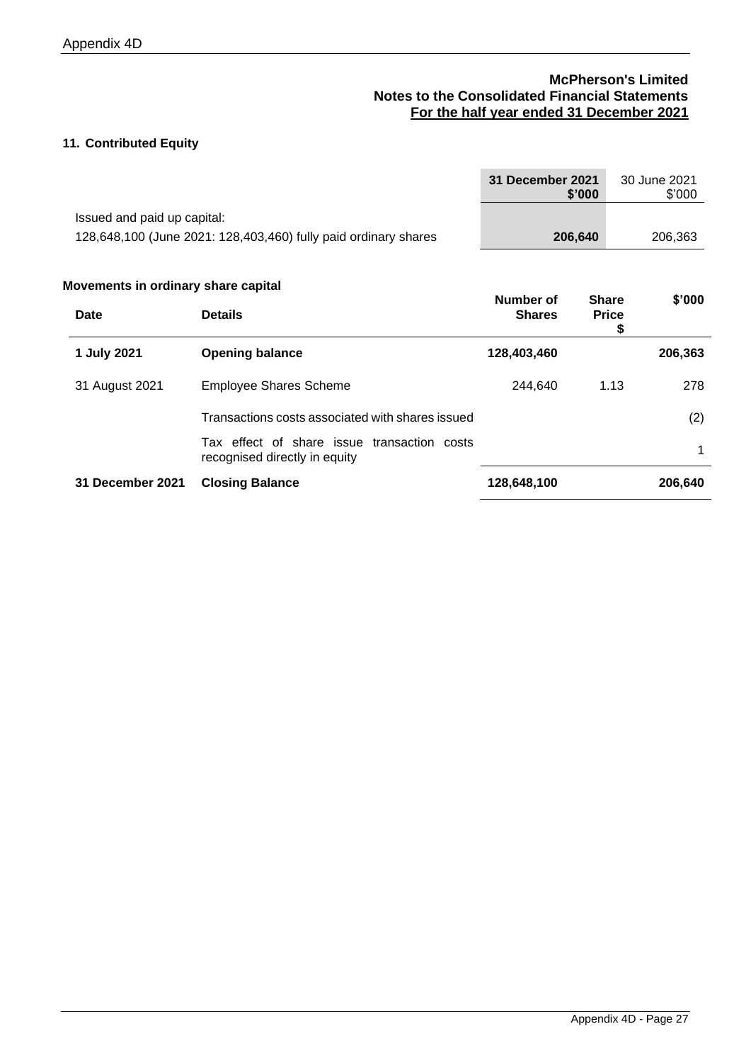**McPherson's Limited**
**Notes to the Consolidated Financial Statements**
**For the half year ended 31 December 2021**

## 11. Contributed Equity

| | 31 December 2021 $'000 | 30 June 2021 $'000 |
|---|---|---|
| Issued and paid up capital: | | |
| 128,648,100 (June 2021: 128,403,460) fully paid ordinary shares | **206,640** | 206,363 |

### Movements in ordinary share capital

| Date | Details | Number of Shares | Share Price $ | $'000 |
|---|---|---|---|---|
| **1 July 2021** | **Opening balance** | **128,403,460** | | **206,363** |
| 31 August 2021 | Employee Shares Scheme | 244,640 | 1.13 | 278 |
| | Transactions costs associated with shares issued | | | (2) |
| | Tax effect of share issue transaction costs recognised directly in equity | | | 1 |
| **31 December 2021** | **Closing Balance** | **128,648,100** | | **206,640** |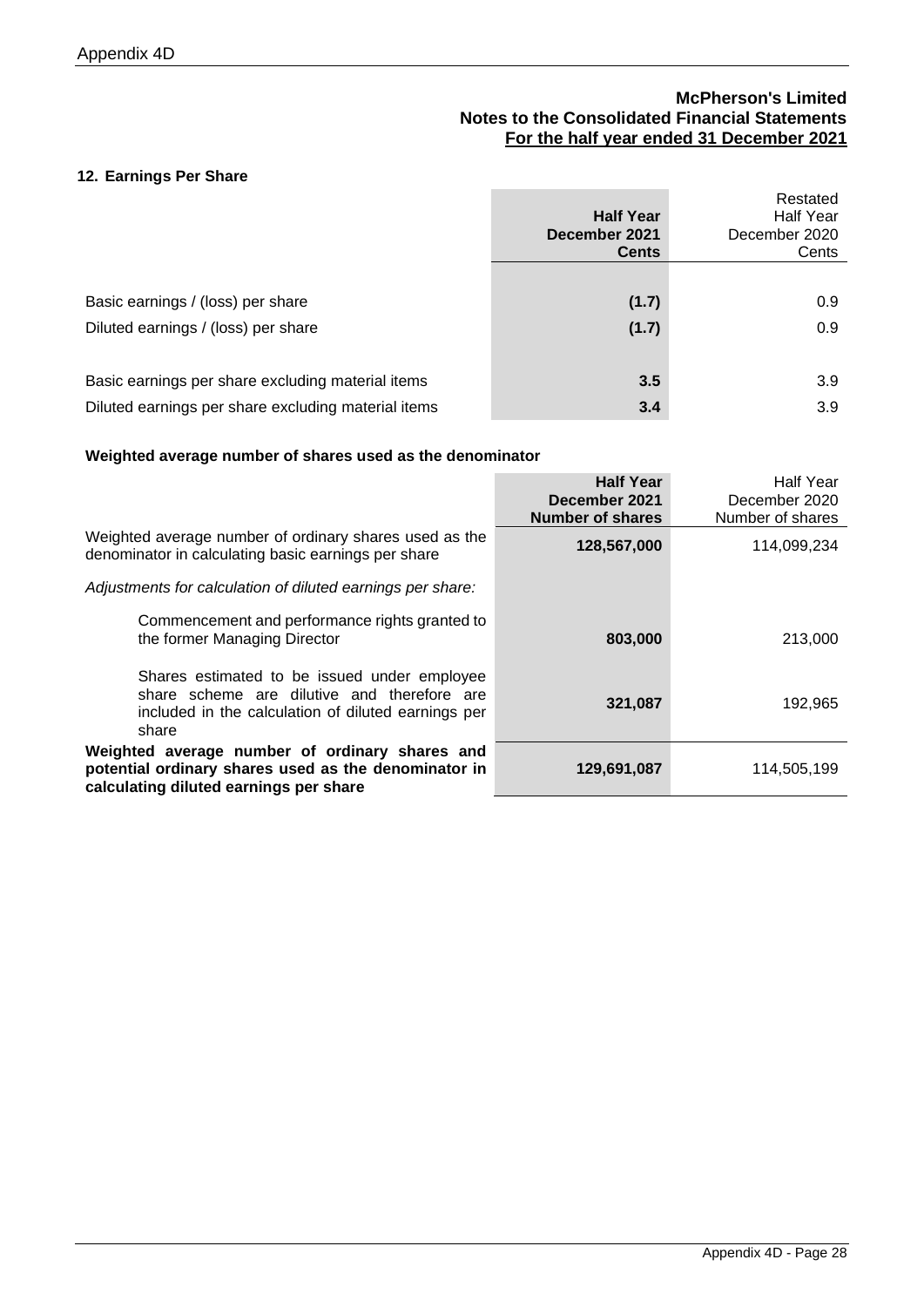**McPherson's Limited**
**Notes to the Consolidated Financial Statements**
**For the half year ended 31 December 2021**

## 12. Earnings Per Share

| | **Half Year December 2021 Cents** | Restated Half Year December 2020 Cents |
|---|---|---|
| Basic earnings / (loss) per share | **(1.7)** | 0.9 |
| Diluted earnings / (loss) per share | **(1.7)** | 0.9 |
| Basic earnings per share excluding material items | **3.5** | 3.9 |
| Diluted earnings per share excluding material items | **3.4** | 3.9 |

### Weighted average number of shares used as the denominator

| | **Half Year December 2021 Number of shares** | Half Year December 2020 Number of shares |
|---|---|---|
| Weighted average number of ordinary shares used as the denominator in calculating basic earnings per share | **128,567,000** | 114,099,234 |
| *Adjustments for calculation of diluted earnings per share:* | | |
| Commencement and performance rights granted to the former Managing Director | **803,000** | 213,000 |
| Shares estimated to be issued under employee share scheme are dilutive and therefore are included in the calculation of diluted earnings per share | **321,087** | 192,965 |
| **Weighted average number of ordinary shares and potential ordinary shares used as the denominator in calculating diluted earnings per share** | **129,691,087** | 114,505,199 |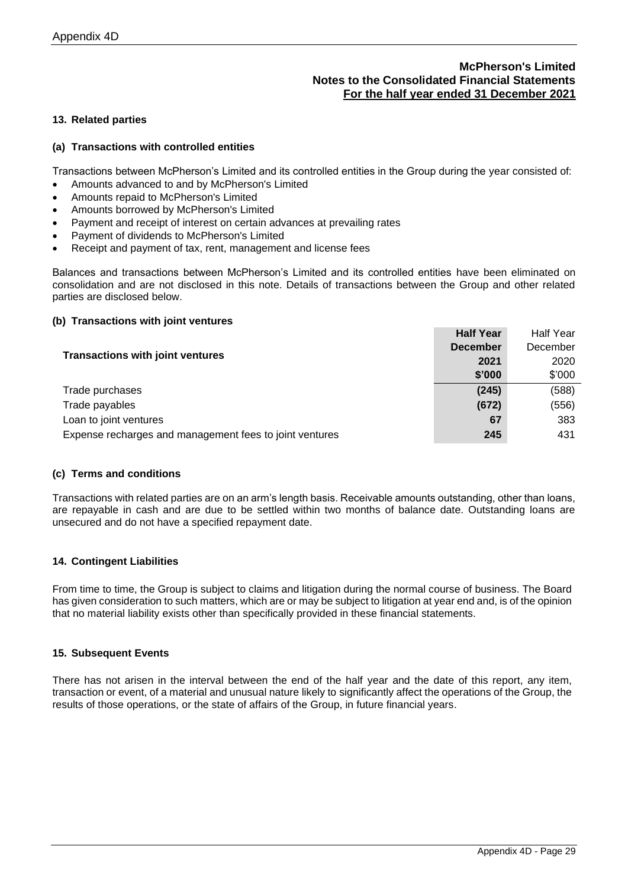## McPherson's Limited
## Notes to the Consolidated Financial Statements
## For the half year ended 31 December 2021

### 13. Related parties

#### (a) Transactions with controlled entities

Transactions between McPherson's Limited and its controlled entities in the Group during the year consisted of:

- Amounts advanced to and by McPherson's Limited
- Amounts repaid to McPherson's Limited
- Amounts borrowed by McPherson's Limited
- Payment and receipt of interest on certain advances at prevailing rates
- Payment of dividends to McPherson's Limited
- Receipt and payment of tax, rent, management and license fees

Balances and transactions between McPherson's Limited and its controlled entities have been eliminated on consolidation and are not disclosed in this note. Details of transactions between the Group and other related parties are disclosed below.

#### (b) Transactions with joint ventures

| Transactions with joint ventures | Half Year December 2021 $'000 | Half Year December 2020 $'000 |
|---|---|---|
| Trade purchases | (245) | (588) |
| Trade payables | (672) | (556) |
| Loan to joint ventures | 67 | 383 |
| Expense recharges and management fees to joint ventures | 245 | 431 |

#### (c) Terms and conditions

Transactions with related parties are on an arm's length basis. Receivable amounts outstanding, other than loans, are repayable in cash and are due to be settled within two months of balance date. Outstanding loans are unsecured and do not have a specified repayment date.

### 14. Contingent Liabilities

From time to time, the Group is subject to claims and litigation during the normal course of business. The Board has given consideration to such matters, which are or may be subject to litigation at year end and, is of the opinion that no material liability exists other than specifically provided in these financial statements.

### 15. Subsequent Events

There has not arisen in the interval between the end of the half year and the date of this report, any item, transaction or event, of a material and unusual nature likely to significantly affect the operations of the Group, the results of those operations, or the state of affairs of the Group, in future financial years.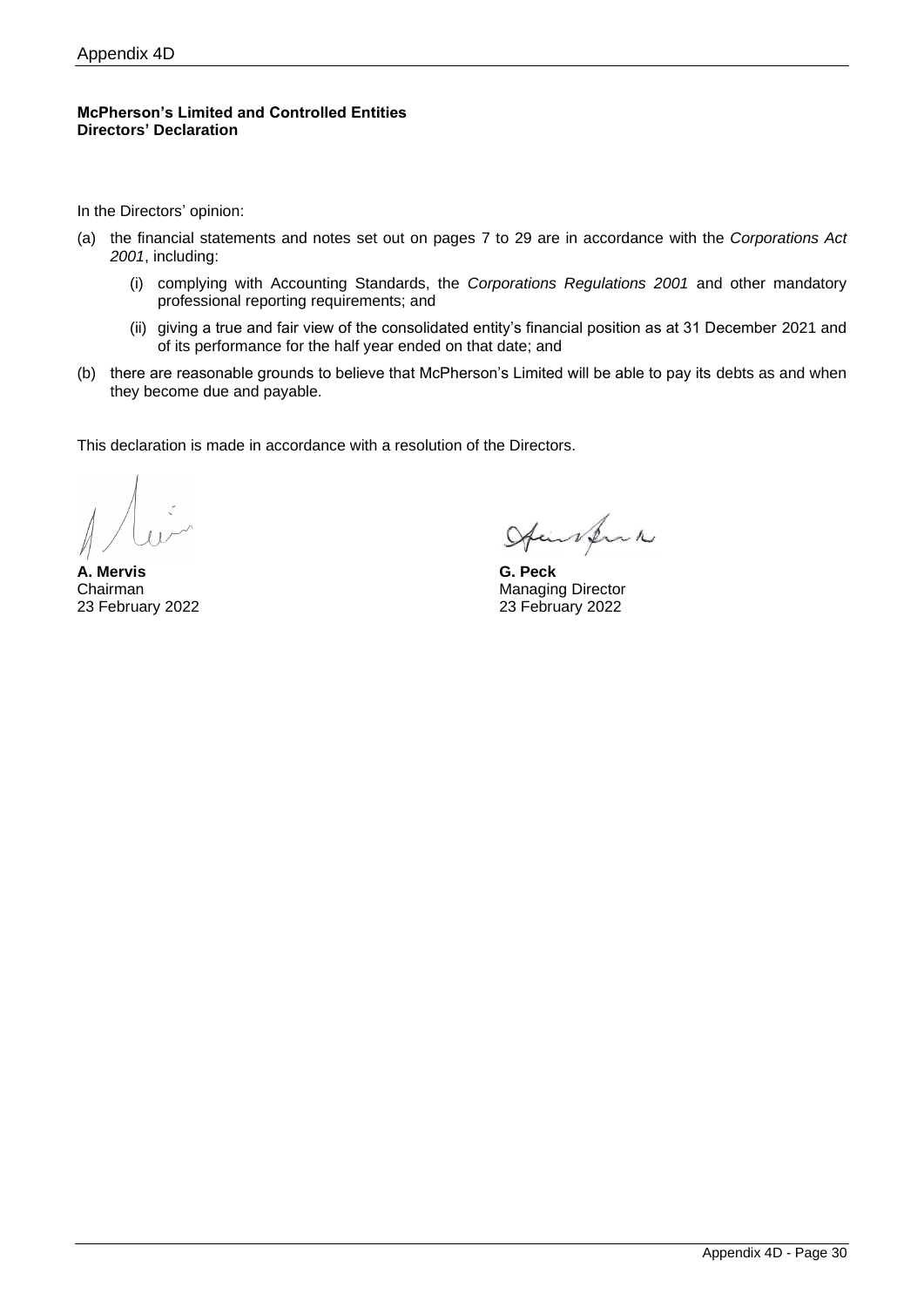**McPherson's Limited and Controlled Entities**
**Directors' Declaration**

In the Directors' opinion:

(a) the financial statements and notes set out on pages 7 to 29 are in accordance with the *Corporations Act 2001*, including:

  (i) complying with Accounting Standards, the *Corporations Regulations 2001* and other mandatory professional reporting requirements; and

  (ii) giving a true and fair view of the consolidated entity's financial position as at 31 December 2021 and of its performance for the half year ended on that date; and

(b) there are reasonable grounds to believe that McPherson's Limited will be able to pay its debts as and when they become due and payable.

This declaration is made in accordance with a resolution of the Directors.

**A. Mervis**
Chairman
23 February 2022

**G. Peck**
Managing Director
23 February 2022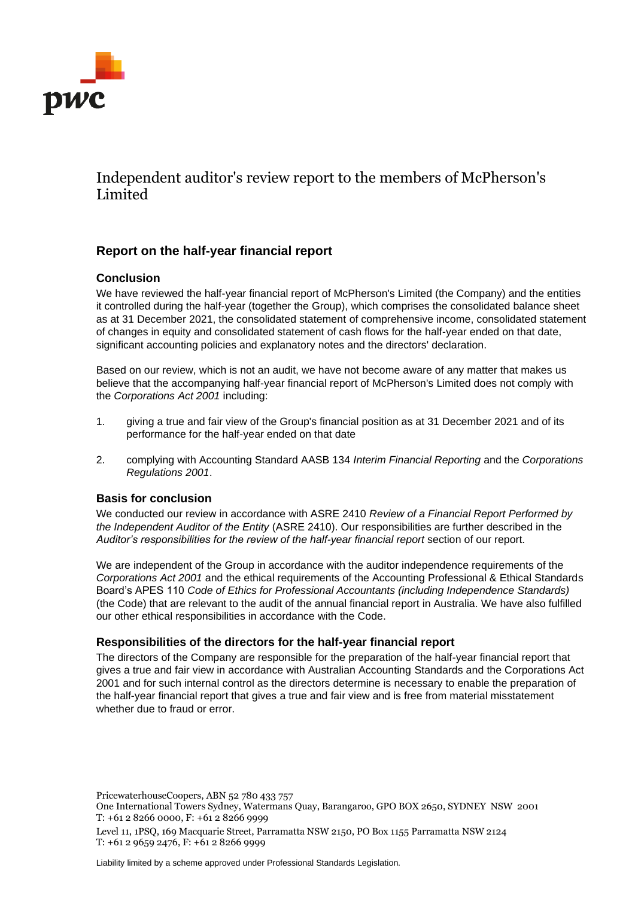# Independent auditor's review report to the members of McPherson's Limited

## Report on the half-year financial report

### Conclusion

We have reviewed the half-year financial report of McPherson's Limited (the Company) and the entities it controlled during the half-year (together the Group), which comprises the consolidated balance sheet as at 31 December 2021, the consolidated statement of comprehensive income, consolidated statement of changes in equity and consolidated statement of cash flows for the half-year ended on that date, significant accounting policies and explanatory notes and the directors' declaration.

Based on our review, which is not an audit, we have not become aware of any matter that makes us believe that the accompanying half-year financial report of McPherson's Limited does not comply with the *Corporations Act 2001* including:

1. giving a true and fair view of the Group's financial position as at 31 December 2021 and of its performance for the half-year ended on that date
2. complying with Accounting Standard AASB 134 *Interim Financial Reporting* and the *Corporations Regulations 2001*.

### Basis for conclusion

We conducted our review in accordance with ASRE 2410 *Review of a Financial Report Performed by the Independent Auditor of the Entity* (ASRE 2410). Our responsibilities are further described in the *Auditor's responsibilities for the review of the half-year financial report* section of our report.

We are independent of the Group in accordance with the auditor independence requirements of the *Corporations Act 2001* and the ethical requirements of the Accounting Professional & Ethical Standards Board's APES 110 *Code of Ethics for Professional Accountants (including Independence Standards)* (the Code) that are relevant to the audit of the annual financial report in Australia. We have also fulfilled our other ethical responsibilities in accordance with the Code.

### Responsibilities of the directors for the half-year financial report

The directors of the Company are responsible for the preparation of the half-year financial report that gives a true and fair view in accordance with Australian Accounting Standards and the Corporations Act 2001 and for such internal control as the directors determine is necessary to enable the preparation of the half-year financial report that gives a true and fair view and is free from material misstatement whether due to fraud or error.

PricewaterhouseCoopers, ABN 52 780 433 757
One International Towers Sydney, Watermans Quay, Barangaroo, GPO BOX 2650, SYDNEY NSW 2001
T: +61 2 8266 0000, F: +61 2 8266 9999

Level 11, 1PSQ, 169 Macquarie Street, Parramatta NSW 2150, PO Box 1155 Parramatta NSW 2124
T: +61 2 9659 2476, F: +61 2 8266 9999

Liability limited by a scheme approved under Professional Standards Legislation.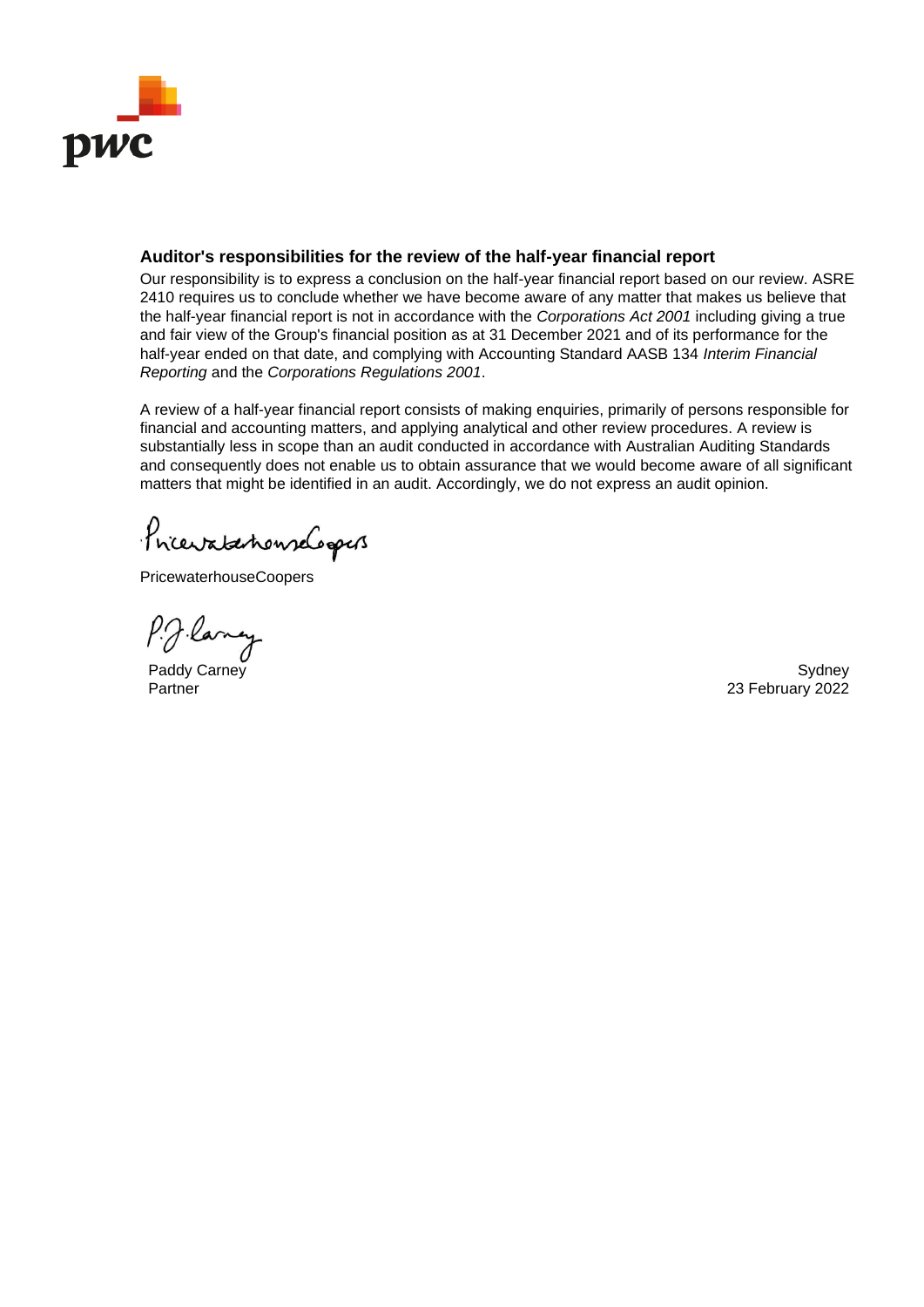### Auditor's responsibilities for the review of the half-year financial report

Our responsibility is to express a conclusion on the half-year financial report based on our review. ASRE 2410 requires us to conclude whether we have become aware of any matter that makes us believe that the half-year financial report is not in accordance with the *Corporations Act 2001* including giving a true and fair view of the Group's financial position as at 31 December 2021 and of its performance for the half-year ended on that date, and complying with Accounting Standard AASB 134 *Interim Financial Reporting* and the *Corporations Regulations 2001*.

A review of a half-year financial report consists of making enquiries, primarily of persons responsible for financial and accounting matters, and applying analytical and other review procedures. A review is substantially less in scope than an audit conducted in accordance with Australian Auditing Standards and consequently does not enable us to obtain assurance that we would become aware of all significant matters that might be identified in an audit. Accordingly, we do not express an audit opinion.

PricewaterhouseCoopers

PricewaterhouseCoopers

P.J. Carney

Paddy Carney
Partner

Sydney
23 February 2022